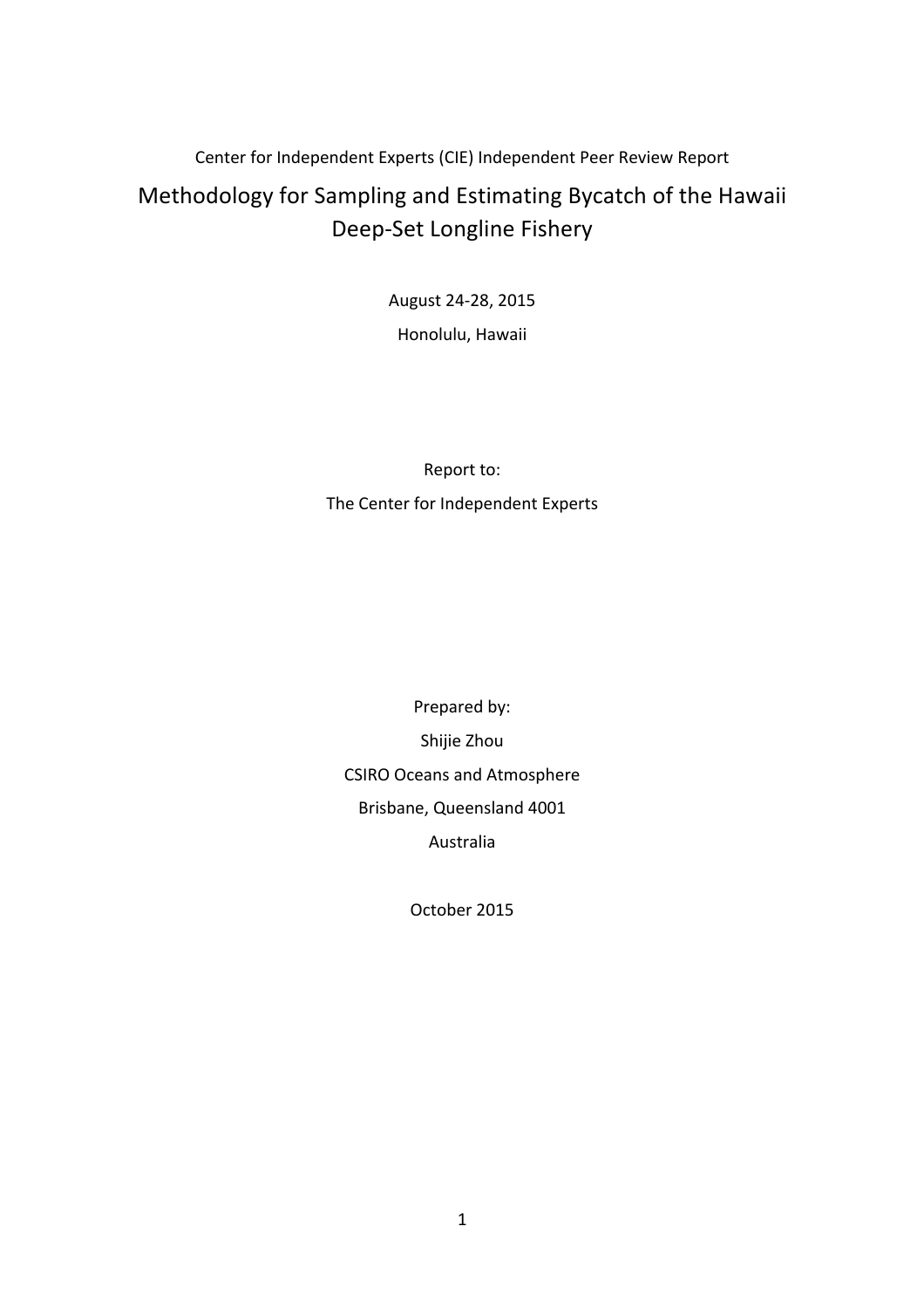Center for Independent Experts (CIE) Independent Peer Review Report

# Methodology for Sampling and Estimating Bycatch of the Hawaii Deep-Set Longline Fishery

August 24-28, 2015

Honolulu, Hawaii

Report to:

The Center for Independent Experts

Prepared by:

Shijie Zhou

CSIRO Oceans and Atmosphere

Brisbane, Queensland 4001

Australia

October 2015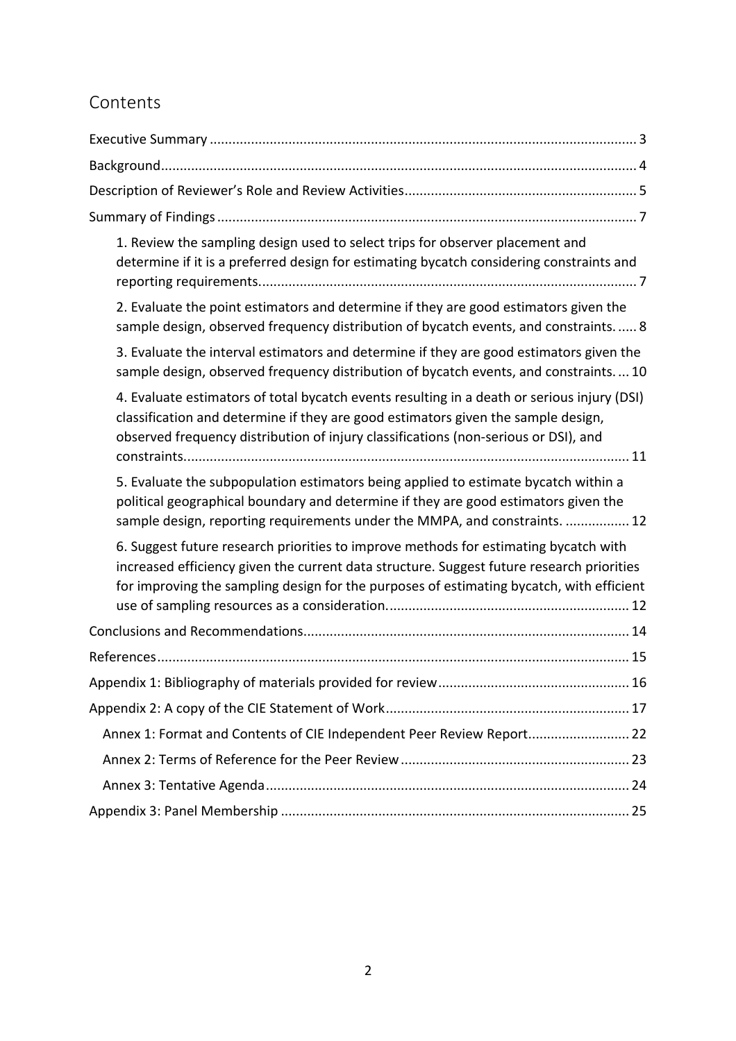## Contents

- Executive Summary ... 3
- Background ... 4
- Description of Reviewer's Role and Review Activities ... 5
- Summary of Findings ... 7
  - 1. Review the sampling design used to select trips for observer placement and determine if it is a preferred design for estimating bycatch considering constraints and reporting requirements. ... 7
  - 2. Evaluate the point estimators and determine if they are good estimators given the sample design, observed frequency distribution of bycatch events, and constraints. ... 8
  - 3. Evaluate the interval estimators and determine if they are good estimators given the sample design, observed frequency distribution of bycatch events, and constraints. ... 10
  - 4. Evaluate estimators of total bycatch events resulting in a death or serious injury (DSI) classification and determine if they are good estimators given the sample design, observed frequency distribution of injury classifications (non-serious or DSI), and constraints. ... 11
  - 5. Evaluate the subpopulation estimators being applied to estimate bycatch within a political geographical boundary and determine if they are good estimators given the sample design, reporting requirements under the MMPA, and constraints. ... 12
  - 6. Suggest future research priorities to improve methods for estimating bycatch with increased efficiency given the current data structure. Suggest future research priorities for improving the sampling design for the purposes of estimating bycatch, with efficient use of sampling resources as a consideration. ... 12
- Conclusions and Recommendations ... 14
- References ... 15
- Appendix 1: Bibliography of materials provided for review ... 16
- Appendix 2: A copy of the CIE Statement of Work ... 17
  - Annex 1: Format and Contents of CIE Independent Peer Review Report ... 22
  - Annex 2: Terms of Reference for the Peer Review ... 23
  - Annex 3: Tentative Agenda ... 24
- Appendix 3: Panel Membership ... 25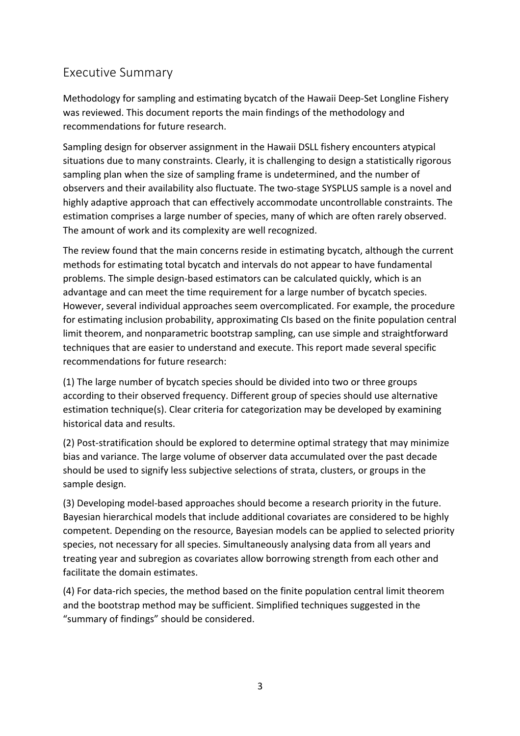## Executive Summary

Methodology for sampling and estimating bycatch of the Hawaii Deep-Set Longline Fishery was reviewed. This document reports the main findings of the methodology and recommendations for future research.

Sampling design for observer assignment in the Hawaii DSLL fishery encounters atypical situations due to many constraints. Clearly, it is challenging to design a statistically rigorous sampling plan when the size of sampling frame is undetermined, and the number of observers and their availability also fluctuate. The two-stage SYSPLUS sample is a novel and highly adaptive approach that can effectively accommodate uncontrollable constraints. The estimation comprises a large number of species, many of which are often rarely observed. The amount of work and its complexity are well recognized.

The review found that the main concerns reside in estimating bycatch, although the current methods for estimating total bycatch and intervals do not appear to have fundamental problems. The simple design-based estimators can be calculated quickly, which is an advantage and can meet the time requirement for a large number of bycatch species. However, several individual approaches seem overcomplicated. For example, the procedure for estimating inclusion probability, approximating CIs based on the finite population central limit theorem, and nonparametric bootstrap sampling, can use simple and straightforward techniques that are easier to understand and execute. This report made several specific recommendations for future research:

(1) The large number of bycatch species should be divided into two or three groups according to their observed frequency. Different group of species should use alternative estimation technique(s). Clear criteria for categorization may be developed by examining historical data and results.

(2) Post-stratification should be explored to determine optimal strategy that may minimize bias and variance. The large volume of observer data accumulated over the past decade should be used to signify less subjective selections of strata, clusters, or groups in the sample design.

(3) Developing model-based approaches should become a research priority in the future. Bayesian hierarchical models that include additional covariates are considered to be highly competent. Depending on the resource, Bayesian models can be applied to selected priority species, not necessary for all species. Simultaneously analysing data from all years and treating year and subregion as covariates allow borrowing strength from each other and facilitate the domain estimates.

(4) For data-rich species, the method based on the finite population central limit theorem and the bootstrap method may be sufficient. Simplified techniques suggested in the "summary of findings" should be considered.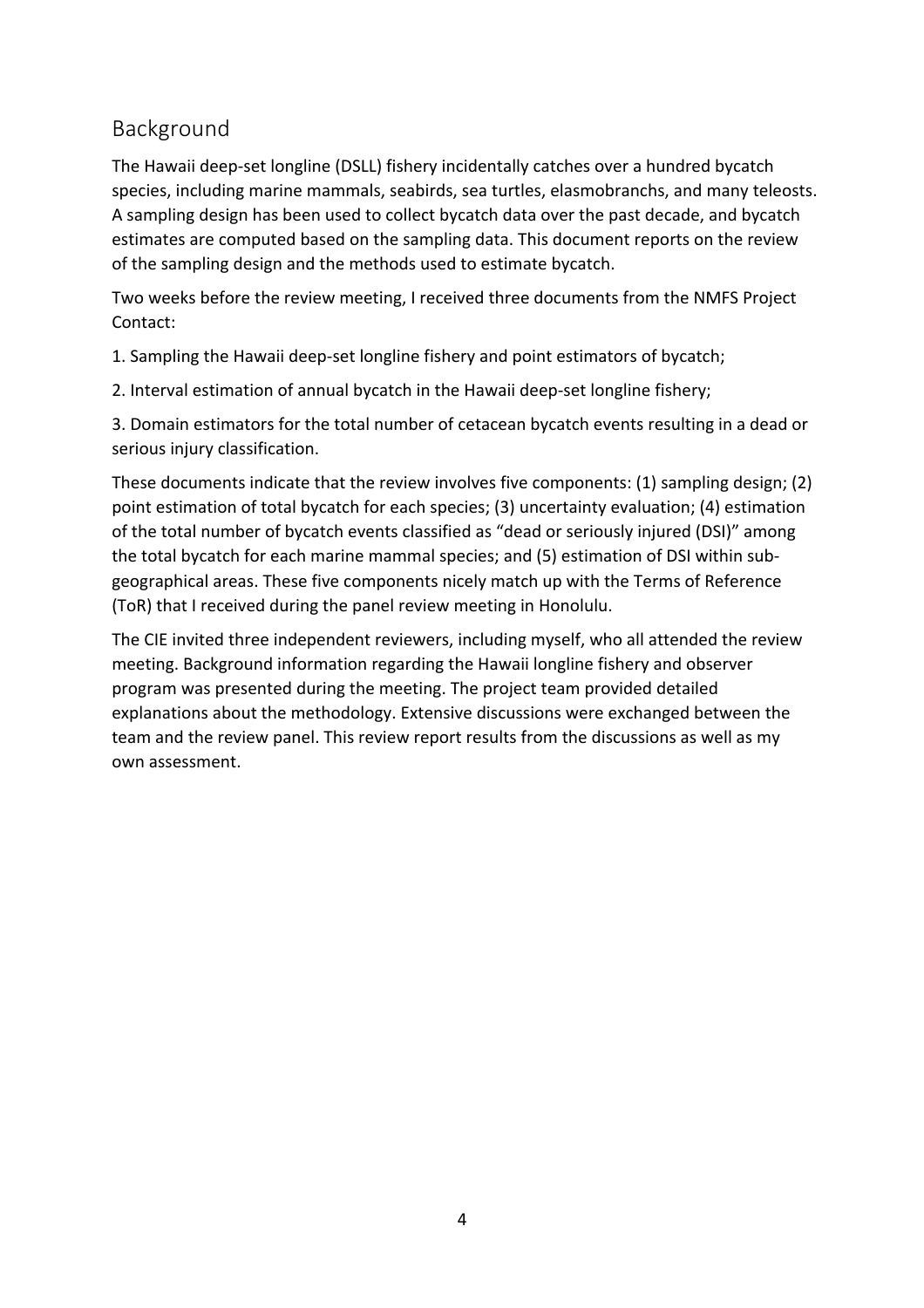## Background

The Hawaii deep-set longline (DSLL) fishery incidentally catches over a hundred bycatch species, including marine mammals, seabirds, sea turtles, elasmobranchs, and many teleosts. A sampling design has been used to collect bycatch data over the past decade, and bycatch estimates are computed based on the sampling data. This document reports on the review of the sampling design and the methods used to estimate bycatch.

Two weeks before the review meeting, I received three documents from the NMFS Project Contact:

1. Sampling the Hawaii deep-set longline fishery and point estimators of bycatch;
2. Interval estimation of annual bycatch in the Hawaii deep-set longline fishery;
3. Domain estimators for the total number of cetacean bycatch events resulting in a dead or serious injury classification.

These documents indicate that the review involves five components: (1) sampling design; (2) point estimation of total bycatch for each species; (3) uncertainty evaluation; (4) estimation of the total number of bycatch events classified as "dead or seriously injured (DSI)" among the total bycatch for each marine mammal species; and (5) estimation of DSI within sub-geographical areas. These five components nicely match up with the Terms of Reference (ToR) that I received during the panel review meeting in Honolulu.

The CIE invited three independent reviewers, including myself, who all attended the review meeting. Background information regarding the Hawaii longline fishery and observer program was presented during the meeting. The project team provided detailed explanations about the methodology. Extensive discussions were exchanged between the team and the review panel. This review report results from the discussions as well as my own assessment.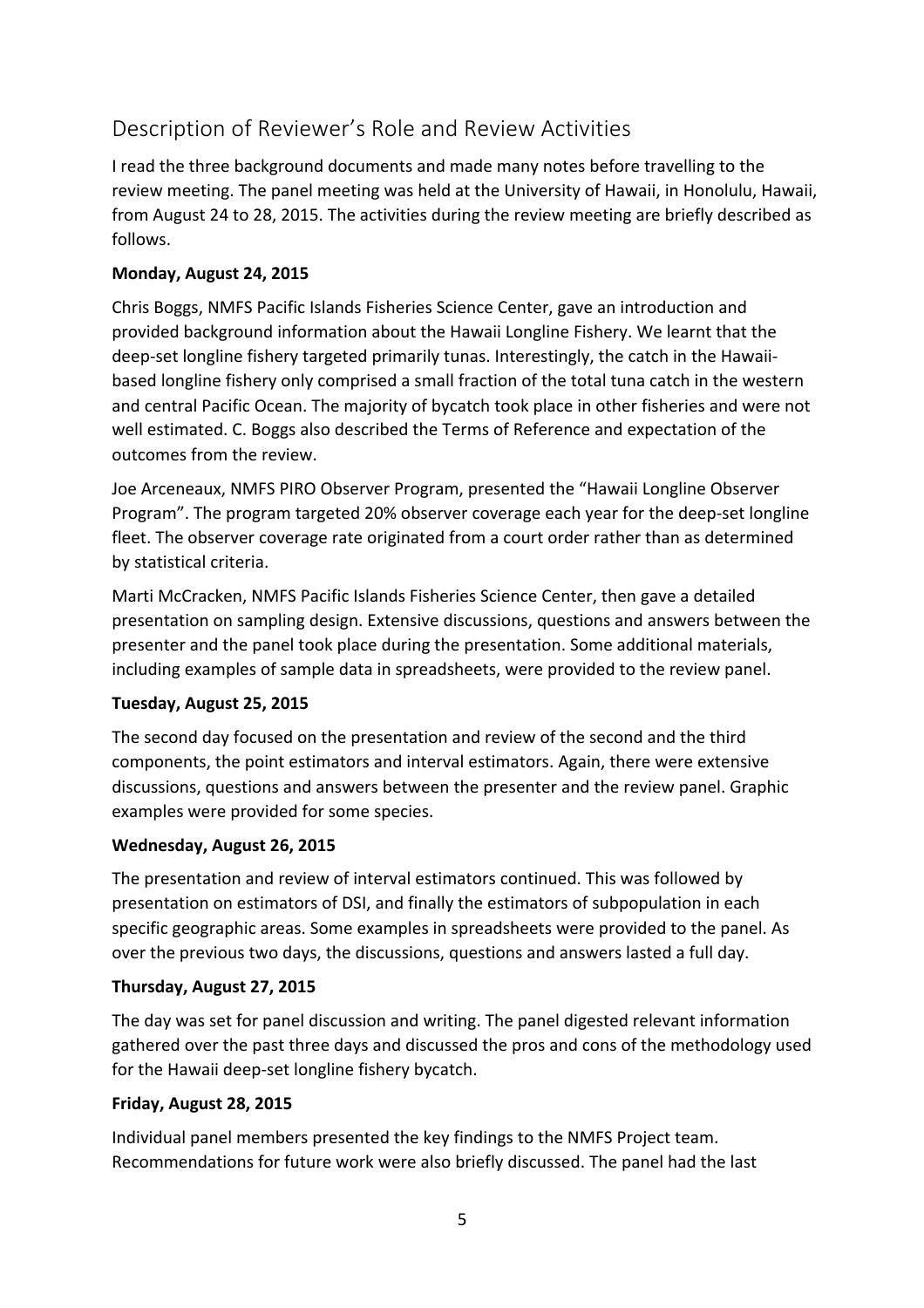## Description of Reviewer's Role and Review Activities

I read the three background documents and made many notes before travelling to the review meeting. The panel meeting was held at the University of Hawaii, in Honolulu, Hawaii, from August 24 to 28, 2015. The activities during the review meeting are briefly described as follows.

**Monday, August 24, 2015**

Chris Boggs, NMFS Pacific Islands Fisheries Science Center, gave an introduction and provided background information about the Hawaii Longline Fishery. We learnt that the deep-set longline fishery targeted primarily tunas. Interestingly, the catch in the Hawaii-based longline fishery only comprised a small fraction of the total tuna catch in the western and central Pacific Ocean. The majority of bycatch took place in other fisheries and were not well estimated. C. Boggs also described the Terms of Reference and expectation of the outcomes from the review.

Joe Arceneaux, NMFS PIRO Observer Program, presented the "Hawaii Longline Observer Program". The program targeted 20% observer coverage each year for the deep-set longline fleet. The observer coverage rate originated from a court order rather than as determined by statistical criteria.

Marti McCracken, NMFS Pacific Islands Fisheries Science Center, then gave a detailed presentation on sampling design. Extensive discussions, questions and answers between the presenter and the panel took place during the presentation. Some additional materials, including examples of sample data in spreadsheets, were provided to the review panel.

**Tuesday, August 25, 2015**

The second day focused on the presentation and review of the second and the third components, the point estimators and interval estimators. Again, there were extensive discussions, questions and answers between the presenter and the review panel. Graphic examples were provided for some species.

**Wednesday, August 26, 2015**

The presentation and review of interval estimators continued. This was followed by presentation on estimators of DSI, and finally the estimators of subpopulation in each specific geographic areas. Some examples in spreadsheets were provided to the panel. As over the previous two days, the discussions, questions and answers lasted a full day.

**Thursday, August 27, 2015**

The day was set for panel discussion and writing. The panel digested relevant information gathered over the past three days and discussed the pros and cons of the methodology used for the Hawaii deep-set longline fishery bycatch.

**Friday, August 28, 2015**

Individual panel members presented the key findings to the NMFS Project team. Recommendations for future work were also briefly discussed. The panel had the last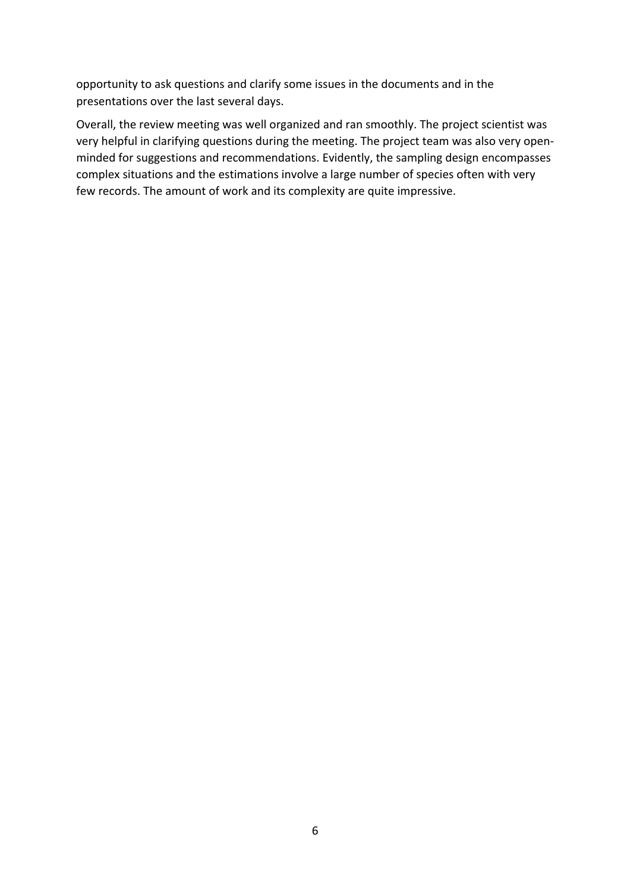opportunity to ask questions and clarify some issues in the documents and in the presentations over the last several days.

Overall, the review meeting was well organized and ran smoothly. The project scientist was very helpful in clarifying questions during the meeting. The project team was also very open-minded for suggestions and recommendations. Evidently, the sampling design encompasses complex situations and the estimations involve a large number of species often with very few records. The amount of work and its complexity are quite impressive.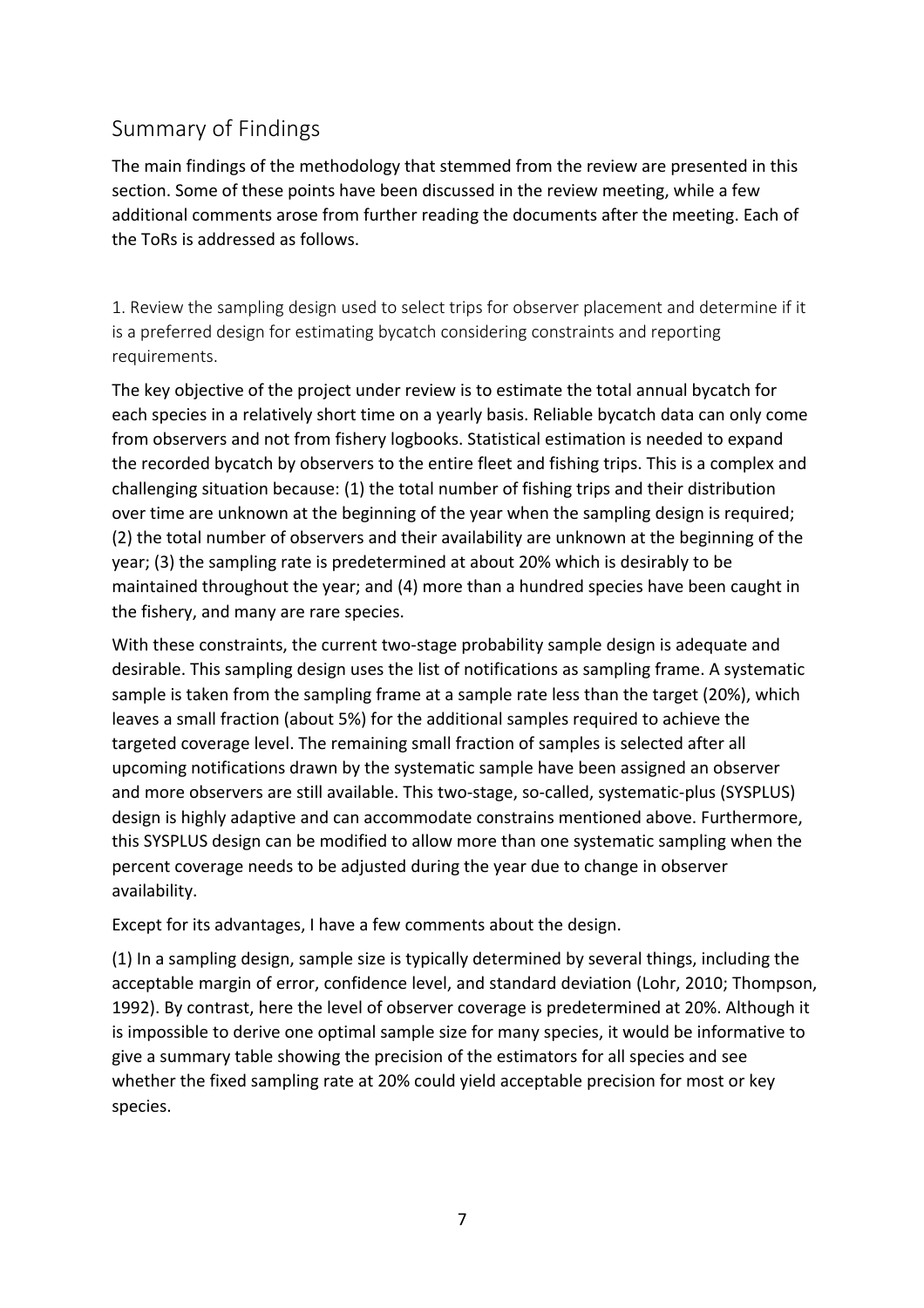## Summary of Findings

The main findings of the methodology that stemmed from the review are presented in this section. Some of these points have been discussed in the review meeting, while a few additional comments arose from further reading the documents after the meeting. Each of the ToRs is addressed as follows.

1. Review the sampling design used to select trips for observer placement and determine if it is a preferred design for estimating bycatch considering constraints and reporting requirements.

The key objective of the project under review is to estimate the total annual bycatch for each species in a relatively short time on a yearly basis. Reliable bycatch data can only come from observers and not from fishery logbooks. Statistical estimation is needed to expand the recorded bycatch by observers to the entire fleet and fishing trips. This is a complex and challenging situation because: (1) the total number of fishing trips and their distribution over time are unknown at the beginning of the year when the sampling design is required; (2) the total number of observers and their availability are unknown at the beginning of the year; (3) the sampling rate is predetermined at about 20% which is desirably to be maintained throughout the year; and (4) more than a hundred species have been caught in the fishery, and many are rare species.

With these constraints, the current two-stage probability sample design is adequate and desirable. This sampling design uses the list of notifications as sampling frame. A systematic sample is taken from the sampling frame at a sample rate less than the target (20%), which leaves a small fraction (about 5%) for the additional samples required to achieve the targeted coverage level. The remaining small fraction of samples is selected after all upcoming notifications drawn by the systematic sample have been assigned an observer and more observers are still available. This two-stage, so-called, systematic-plus (SYSPLUS) design is highly adaptive and can accommodate constrains mentioned above. Furthermore, this SYSPLUS design can be modified to allow more than one systematic sampling when the percent coverage needs to be adjusted during the year due to change in observer availability.

Except for its advantages, I have a few comments about the design.

(1) In a sampling design, sample size is typically determined by several things, including the acceptable margin of error, confidence level, and standard deviation (Lohr, 2010; Thompson, 1992). By contrast, here the level of observer coverage is predetermined at 20%. Although it is impossible to derive one optimal sample size for many species, it would be informative to give a summary table showing the precision of the estimators for all species and see whether the fixed sampling rate at 20% could yield acceptable precision for most or key species.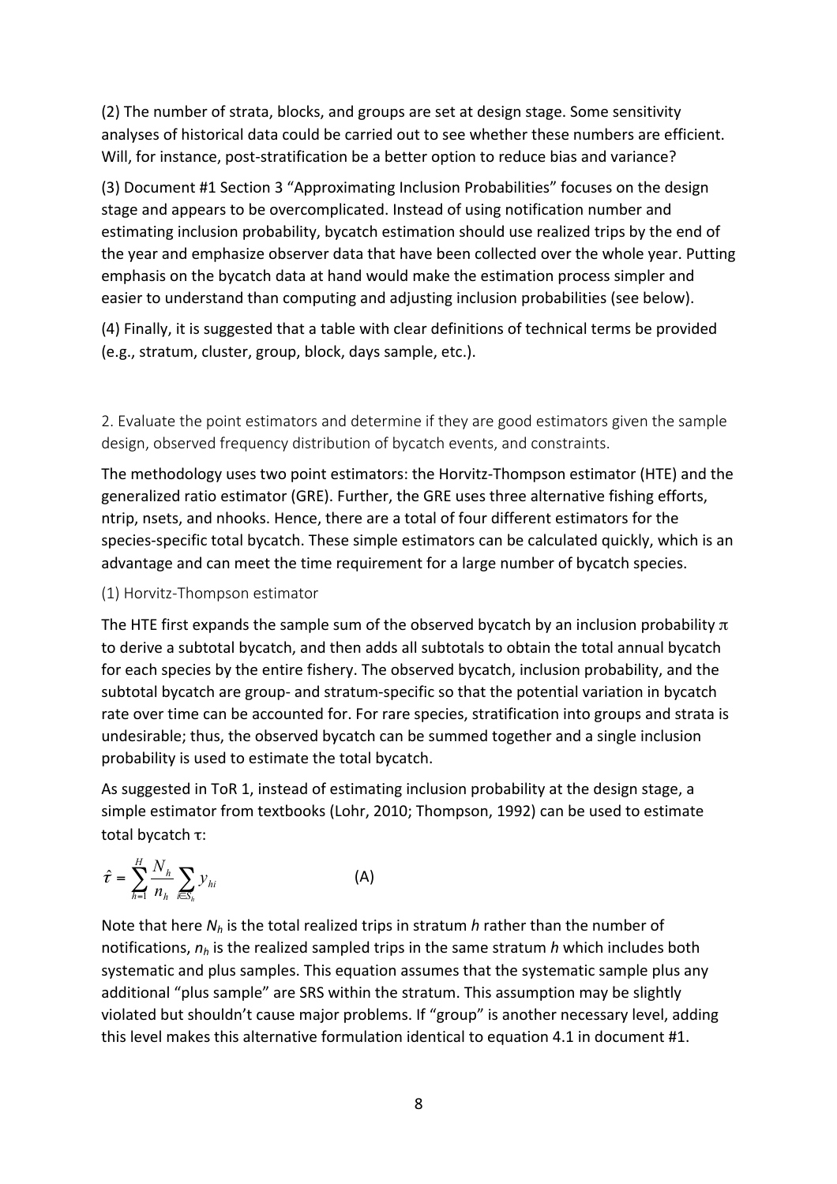(2) The number of strata, blocks, and groups are set at design stage. Some sensitivity analyses of historical data could be carried out to see whether these numbers are efficient. Will, for instance, post-stratification be a better option to reduce bias and variance?

(3) Document #1 Section 3 "Approximating Inclusion Probabilities" focuses on the design stage and appears to be overcomplicated. Instead of using notification number and estimating inclusion probability, bycatch estimation should use realized trips by the end of the year and emphasize observer data that have been collected over the whole year. Putting emphasis on the bycatch data at hand would make the estimation process simpler and easier to understand than computing and adjusting inclusion probabilities (see below).

(4) Finally, it is suggested that a table with clear definitions of technical terms be provided (e.g., stratum, cluster, group, block, days sample, etc.).

2. Evaluate the point estimators and determine if they are good estimators given the sample design, observed frequency distribution of bycatch events, and constraints.

The methodology uses two point estimators: the Horvitz-Thompson estimator (HTE) and the generalized ratio estimator (GRE). Further, the GRE uses three alternative fishing efforts, ntrip, nsets, and nhooks. Hence, there are a total of four different estimators for the species-specific total bycatch. These simple estimators can be calculated quickly, which is an advantage and can meet the time requirement for a large number of bycatch species.

(1) Horvitz-Thompson estimator

The HTE first expands the sample sum of the observed bycatch by an inclusion probability $\pi$ to derive a subtotal bycatch, and then adds all subtotals to obtain the total annual bycatch for each species by the entire fishery. The observed bycatch, inclusion probability, and the subtotal bycatch are group- and stratum-specific so that the potential variation in bycatch rate over time can be accounted for. For rare species, stratification into groups and strata is undesirable; thus, the observed bycatch can be summed together and a single inclusion probability is used to estimate the total bycatch.

As suggested in ToR 1, instead of estimating inclusion probability at the design stage, a simple estimator from textbooks (Lohr, 2010; Thompson, 1992) can be used to estimate total bycatch $\tau$:

$$\hat{\tau} = \sum_{h=1}^{H} \frac{N_h}{n_h} \sum_{i \in S_h} y_{hi} \qquad \text{(A)}$$

Note that here $N_h$ is the total realized trips in stratum $h$ rather than the number of notifications, $n_h$ is the realized sampled trips in the same stratum $h$ which includes both systematic and plus samples. This equation assumes that the systematic sample plus any additional "plus sample" are SRS within the stratum. This assumption may be slightly violated but shouldn't cause major problems. If "group" is another necessary level, adding this level makes this alternative formulation identical to equation 4.1 in document #1.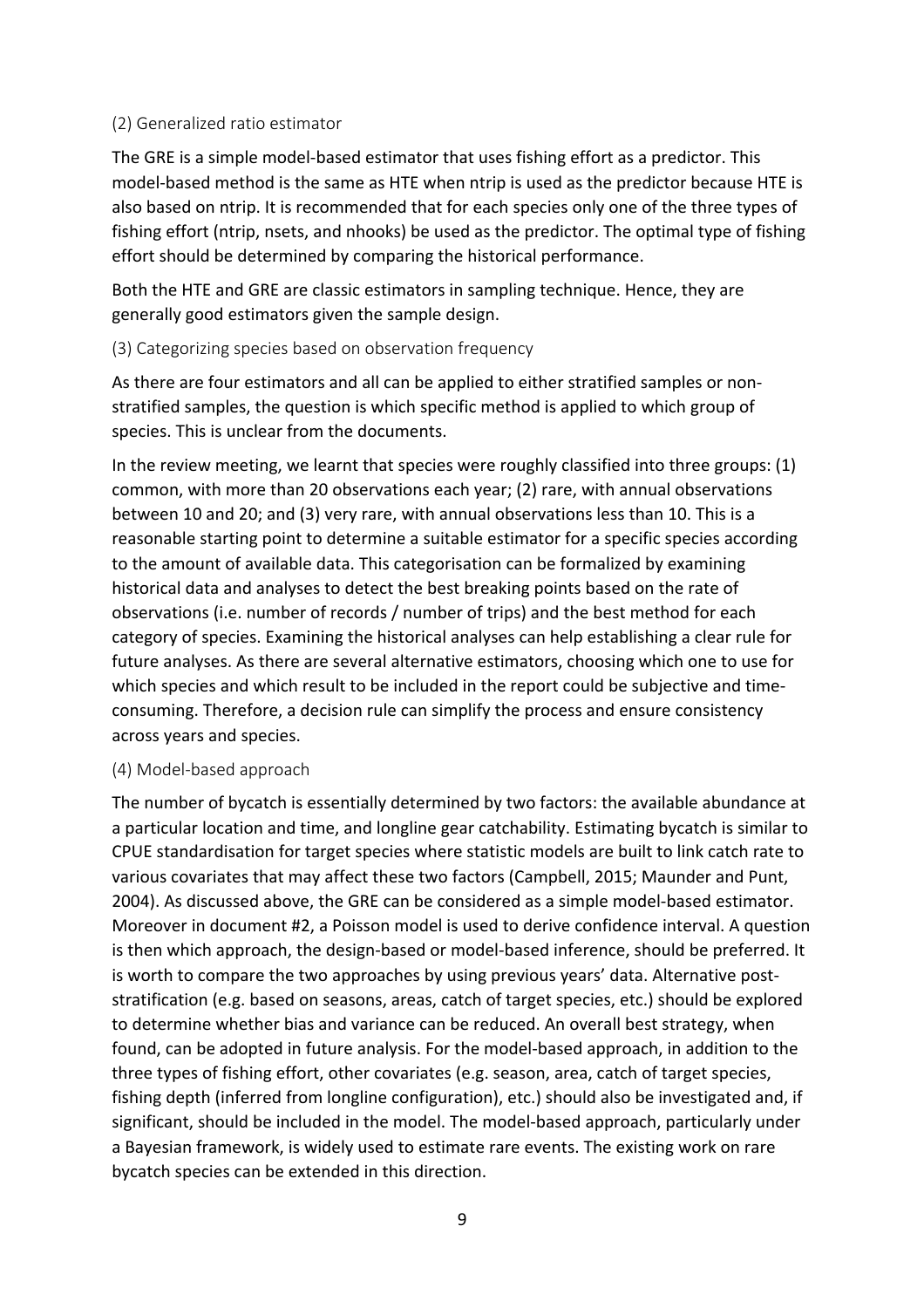### (2) Generalized ratio estimator

The GRE is a simple model-based estimator that uses fishing effort as a predictor. This model-based method is the same as HTE when ntrip is used as the predictor because HTE is also based on ntrip. It is recommended that for each species only one of the three types of fishing effort (ntrip, nsets, and nhooks) be used as the predictor. The optimal type of fishing effort should be determined by comparing the historical performance.

Both the HTE and GRE are classic estimators in sampling technique. Hence, they are generally good estimators given the sample design.

### (3) Categorizing species based on observation frequency

As there are four estimators and all can be applied to either stratified samples or non-stratified samples, the question is which specific method is applied to which group of species. This is unclear from the documents.

In the review meeting, we learnt that species were roughly classified into three groups: (1) common, with more than 20 observations each year; (2) rare, with annual observations between 10 and 20; and (3) very rare, with annual observations less than 10. This is a reasonable starting point to determine a suitable estimator for a specific species according to the amount of available data. This categorisation can be formalized by examining historical data and analyses to detect the best breaking points based on the rate of observations (i.e. number of records / number of trips) and the best method for each category of species. Examining the historical analyses can help establishing a clear rule for future analyses. As there are several alternative estimators, choosing which one to use for which species and which result to be included in the report could be subjective and time-consuming. Therefore, a decision rule can simplify the process and ensure consistency across years and species.

### (4) Model-based approach

The number of bycatch is essentially determined by two factors: the available abundance at a particular location and time, and longline gear catchability. Estimating bycatch is similar to CPUE standardisation for target species where statistic models are built to link catch rate to various covariates that may affect these two factors (Campbell, 2015; Maunder and Punt, 2004). As discussed above, the GRE can be considered as a simple model-based estimator. Moreover in document #2, a Poisson model is used to derive confidence interval. A question is then which approach, the design-based or model-based inference, should be preferred. It is worth to compare the two approaches by using previous years' data. Alternative post-stratification (e.g. based on seasons, areas, catch of target species, etc.) should be explored to determine whether bias and variance can be reduced. An overall best strategy, when found, can be adopted in future analysis. For the model-based approach, in addition to the three types of fishing effort, other covariates (e.g. season, area, catch of target species, fishing depth (inferred from longline configuration), etc.) should also be investigated and, if significant, should be included in the model. The model-based approach, particularly under a Bayesian framework, is widely used to estimate rare events. The existing work on rare bycatch species can be extended in this direction.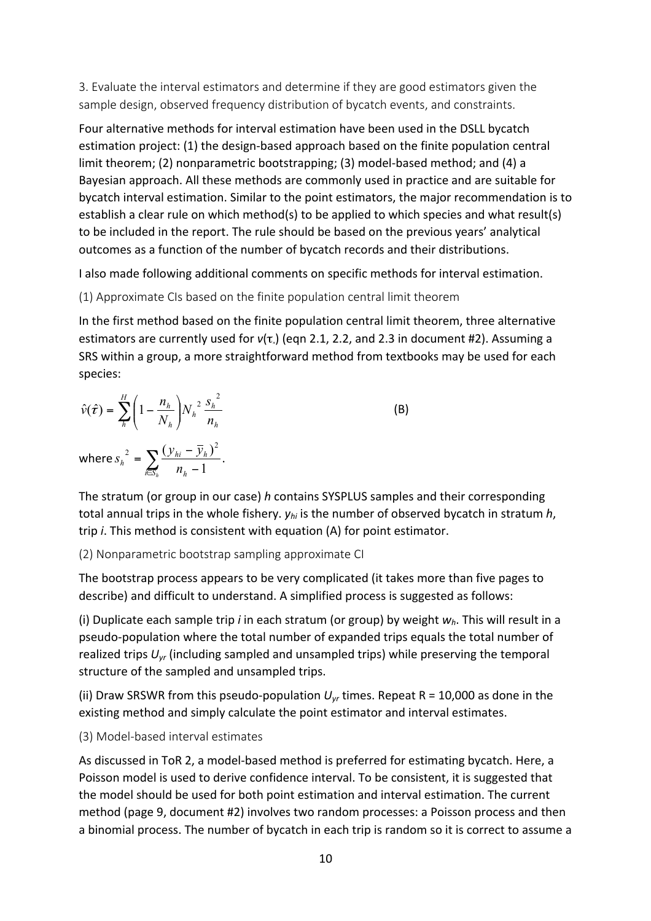3. Evaluate the interval estimators and determine if they are good estimators given the sample design, observed frequency distribution of bycatch events, and constraints.

Four alternative methods for interval estimation have been used in the DSLL bycatch estimation project: (1) the design-based approach based on the finite population central limit theorem; (2) nonparametric bootstrapping; (3) model-based method; and (4) a Bayesian approach. All these methods are commonly used in practice and are suitable for bycatch interval estimation. Similar to the point estimators, the major recommendation is to establish a clear rule on which method(s) to be applied to which species and what result(s) to be included in the report. The rule should be based on the previous years' analytical outcomes as a function of the number of bycatch records and their distributions.

I also made following additional comments on specific methods for interval estimation.

(1) Approximate CIs based on the finite population central limit theorem

In the first method based on the finite population central limit theorem, three alternative estimators are currently used for $v(\tau_{\cdot})$ (eqn 2.1, 2.2, and 2.3 in document #2). Assuming a SRS within a group, a more straightforward method from textbooks may be used for each species:

$$\hat{v}(\hat{\tau}) = \sum_{h}^{H} \left(1 - \frac{n_h}{N_h}\right) N_h^{\,2} \frac{s_h^{\,2}}{n_h} \qquad \text{(B)}$$

where $s_h^{\,2} = \sum_{i \in S_h} \frac{(y_{hi} - \bar{y}_h)^2}{n_h - 1}$.

The stratum (or group in our case) $h$ contains SYSPLUS samples and their corresponding total annual trips in the whole fishery. $y_{hi}$ is the number of observed bycatch in stratum $h$, trip $i$. This method is consistent with equation (A) for point estimator.

(2) Nonparametric bootstrap sampling approximate CI

The bootstrap process appears to be very complicated (it takes more than five pages to describe) and difficult to understand. A simplified process is suggested as follows:

(i) Duplicate each sample trip $i$ in each stratum (or group) by weight $w_h$. This will result in a pseudo-population where the total number of expanded trips equals the total number of realized trips $U_{yr}$ (including sampled and unsampled trips) while preserving the temporal structure of the sampled and unsampled trips.

(ii) Draw SRSWR from this pseudo-population $U_{yr}$ times. Repeat R = 10,000 as done in the existing method and simply calculate the point estimator and interval estimates.

(3) Model-based interval estimates

As discussed in ToR 2, a model-based method is preferred for estimating bycatch. Here, a Poisson model is used to derive confidence interval. To be consistent, it is suggested that the model should be used for both point estimation and interval estimation. The current method (page 9, document #2) involves two random processes: a Poisson process and then a binomial process. The number of bycatch in each trip is random so it is correct to assume a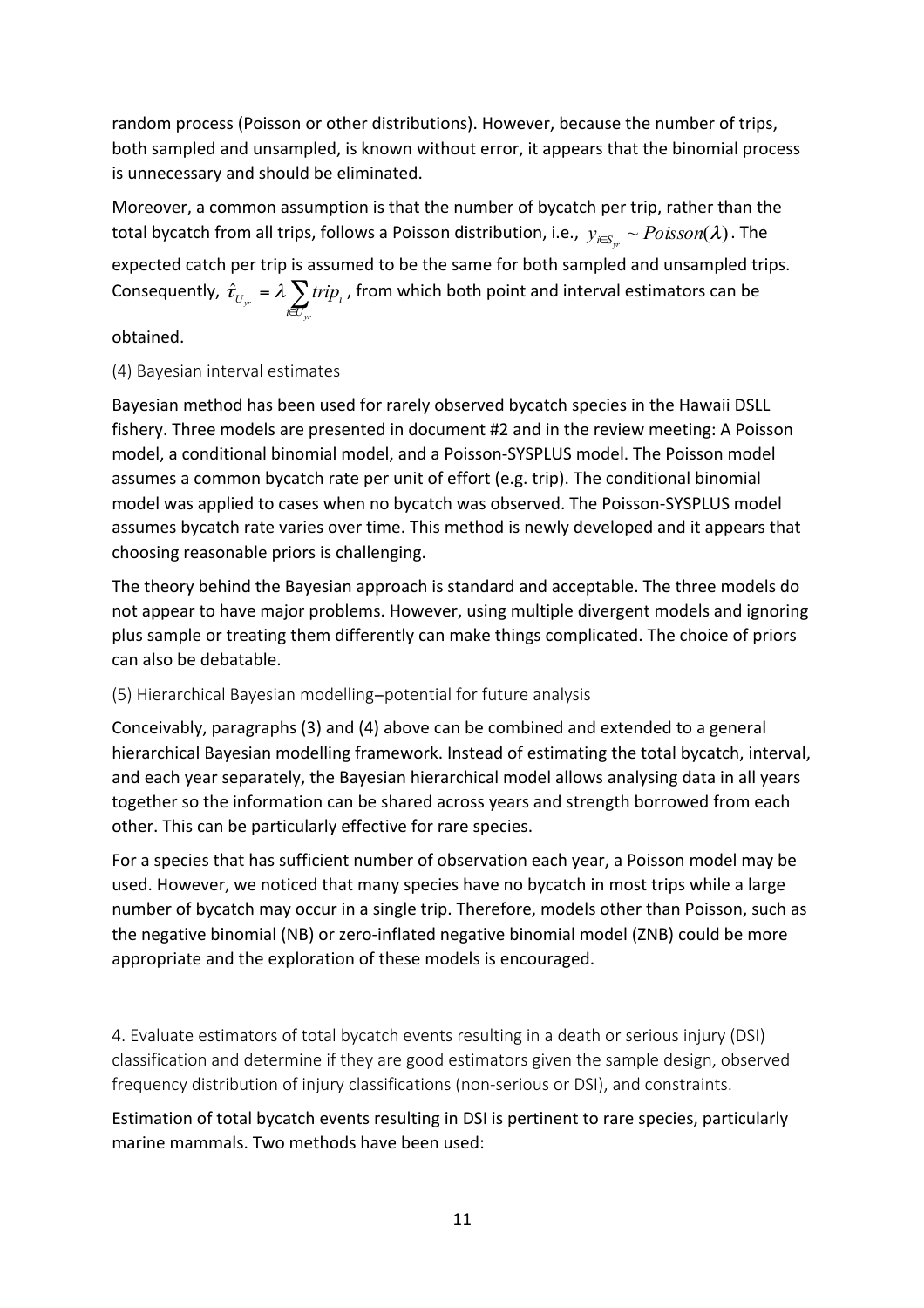random process (Poisson or other distributions). However, because the number of trips, both sampled and unsampled, is known without error, it appears that the binomial process is unnecessary and should be eliminated.

Moreover, a common assumption is that the number of bycatch per trip, rather than the total bycatch from all trips, follows a Poisson distribution, i.e., $y_{i \in S_{yr}} \sim Poisson(\lambda)$. The expected catch per trip is assumed to be the same for both sampled and unsampled trips. Consequently, $\hat{\tau}_{U_{yr}} = \lambda \sum_{i \in U_{yr}} trip_i$, from which both point and interval estimators can be obtained.

(4) Bayesian interval estimates

Bayesian method has been used for rarely observed bycatch species in the Hawaii DSLL fishery. Three models are presented in document #2 and in the review meeting: A Poisson model, a conditional binomial model, and a Poisson-SYSPLUS model. The Poisson model assumes a common bycatch rate per unit of effort (e.g. trip). The conditional binomial model was applied to cases when no bycatch was observed. The Poisson-SYSPLUS model assumes bycatch rate varies over time. This method is newly developed and it appears that choosing reasonable priors is challenging.

The theory behind the Bayesian approach is standard and acceptable. The three models do not appear to have major problems. However, using multiple divergent models and ignoring plus sample or treating them differently can make things complicated. The choice of priors can also be debatable.

(5) Hierarchical Bayesian modelling–potential for future analysis

Conceivably, paragraphs (3) and (4) above can be combined and extended to a general hierarchical Bayesian modelling framework. Instead of estimating the total bycatch, interval, and each year separately, the Bayesian hierarchical model allows analysing data in all years together so the information can be shared across years and strength borrowed from each other. This can be particularly effective for rare species.

For a species that has sufficient number of observation each year, a Poisson model may be used. However, we noticed that many species have no bycatch in most trips while a large number of bycatch may occur in a single trip. Therefore, models other than Poisson, such as the negative binomial (NB) or zero-inflated negative binomial model (ZNB) could be more appropriate and the exploration of these models is encouraged.

4. Evaluate estimators of total bycatch events resulting in a death or serious injury (DSI) classification and determine if they are good estimators given the sample design, observed frequency distribution of injury classifications (non-serious or DSI), and constraints.

Estimation of total bycatch events resulting in DSI is pertinent to rare species, particularly marine mammals. Two methods have been used: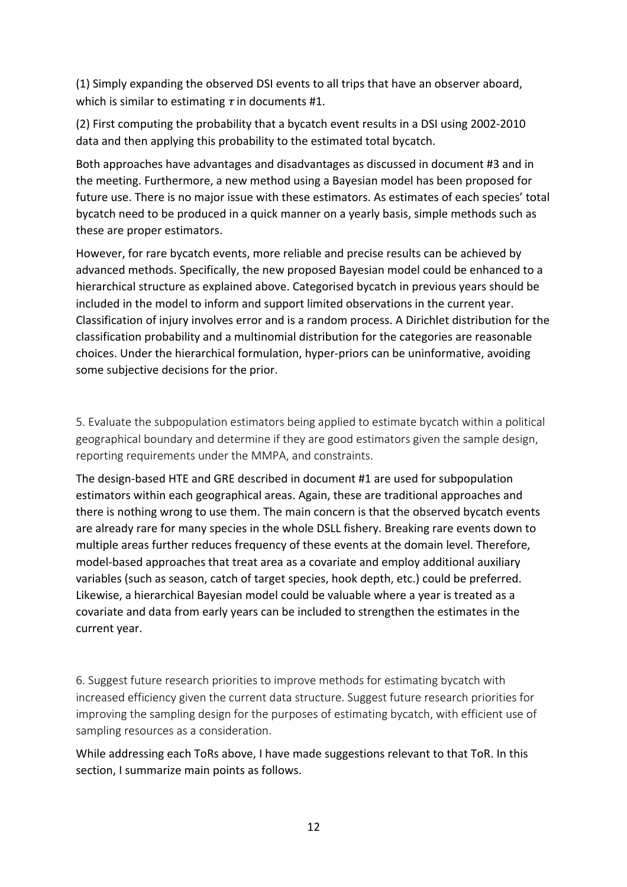(1) Simply expanding the observed DSI events to all trips that have an observer aboard, which is similar to estimating $\tau$ in documents #1.

(2) First computing the probability that a bycatch event results in a DSI using 2002-2010 data and then applying this probability to the estimated total bycatch.

Both approaches have advantages and disadvantages as discussed in document #3 and in the meeting. Furthermore, a new method using a Bayesian model has been proposed for future use. There is no major issue with these estimators. As estimates of each species' total bycatch need to be produced in a quick manner on a yearly basis, simple methods such as these are proper estimators.

However, for rare bycatch events, more reliable and precise results can be achieved by advanced methods. Specifically, the new proposed Bayesian model could be enhanced to a hierarchical structure as explained above. Categorised bycatch in previous years should be included in the model to inform and support limited observations in the current year. Classification of injury involves error and is a random process. A Dirichlet distribution for the classification probability and a multinomial distribution for the categories are reasonable choices. Under the hierarchical formulation, hyper-priors can be uninformative, avoiding some subjective decisions for the prior.

5. Evaluate the subpopulation estimators being applied to estimate bycatch within a political geographical boundary and determine if they are good estimators given the sample design, reporting requirements under the MMPA, and constraints.

The design-based HTE and GRE described in document #1 are used for subpopulation estimators within each geographical areas. Again, these are traditional approaches and there is nothing wrong to use them. The main concern is that the observed bycatch events are already rare for many species in the whole DSLL fishery. Breaking rare events down to multiple areas further reduces frequency of these events at the domain level. Therefore, model-based approaches that treat area as a covariate and employ additional auxiliary variables (such as season, catch of target species, hook depth, etc.) could be preferred. Likewise, a hierarchical Bayesian model could be valuable where a year is treated as a covariate and data from early years can be included to strengthen the estimates in the current year.

6. Suggest future research priorities to improve methods for estimating bycatch with increased efficiency given the current data structure. Suggest future research priorities for improving the sampling design for the purposes of estimating bycatch, with efficient use of sampling resources as a consideration.

While addressing each ToRs above, I have made suggestions relevant to that ToR. In this section, I summarize main points as follows.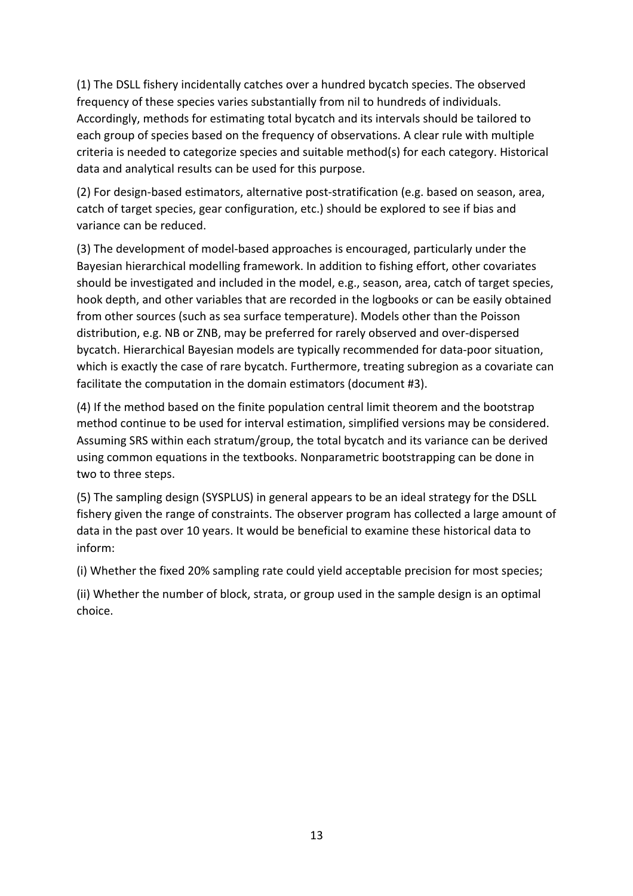(1) The DSLL fishery incidentally catches over a hundred bycatch species. The observed frequency of these species varies substantially from nil to hundreds of individuals. Accordingly, methods for estimating total bycatch and its intervals should be tailored to each group of species based on the frequency of observations. A clear rule with multiple criteria is needed to categorize species and suitable method(s) for each category. Historical data and analytical results can be used for this purpose.

(2) For design-based estimators, alternative post-stratification (e.g. based on season, area, catch of target species, gear configuration, etc.) should be explored to see if bias and variance can be reduced.

(3) The development of model-based approaches is encouraged, particularly under the Bayesian hierarchical modelling framework. In addition to fishing effort, other covariates should be investigated and included in the model, e.g., season, area, catch of target species, hook depth, and other variables that are recorded in the logbooks or can be easily obtained from other sources (such as sea surface temperature). Models other than the Poisson distribution, e.g. NB or ZNB, may be preferred for rarely observed and over-dispersed bycatch. Hierarchical Bayesian models are typically recommended for data-poor situation, which is exactly the case of rare bycatch. Furthermore, treating subregion as a covariate can facilitate the computation in the domain estimators (document #3).

(4) If the method based on the finite population central limit theorem and the bootstrap method continue to be used for interval estimation, simplified versions may be considered. Assuming SRS within each stratum/group, the total bycatch and its variance can be derived using common equations in the textbooks. Nonparametric bootstrapping can be done in two to three steps.

(5) The sampling design (SYSPLUS) in general appears to be an ideal strategy for the DSLL fishery given the range of constraints. The observer program has collected a large amount of data in the past over 10 years. It would be beneficial to examine these historical data to inform:

(i) Whether the fixed 20% sampling rate could yield acceptable precision for most species;

(ii) Whether the number of block, strata, or group used in the sample design is an optimal choice.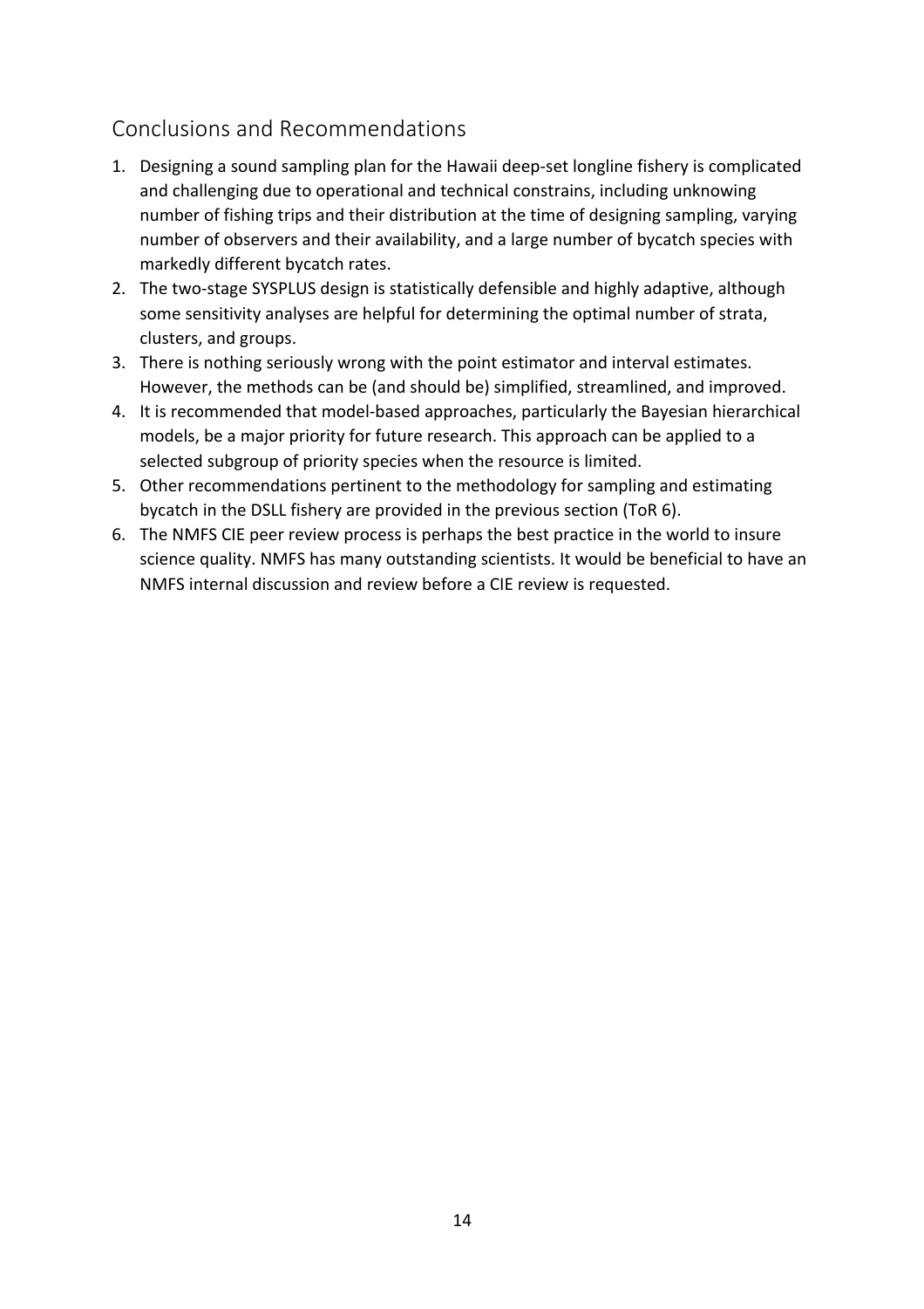## Conclusions and Recommendations

1. Designing a sound sampling plan for the Hawaii deep-set longline fishery is complicated and challenging due to operational and technical constrains, including unknowing number of fishing trips and their distribution at the time of designing sampling, varying number of observers and their availability, and a large number of bycatch species with markedly different bycatch rates.
2. The two-stage SYSPLUS design is statistically defensible and highly adaptive, although some sensitivity analyses are helpful for determining the optimal number of strata, clusters, and groups.
3. There is nothing seriously wrong with the point estimator and interval estimates. However, the methods can be (and should be) simplified, streamlined, and improved.
4. It is recommended that model-based approaches, particularly the Bayesian hierarchical models, be a major priority for future research. This approach can be applied to a selected subgroup of priority species when the resource is limited.
5. Other recommendations pertinent to the methodology for sampling and estimating bycatch in the DSLL fishery are provided in the previous section (ToR 6).
6. The NMFS CIE peer review process is perhaps the best practice in the world to insure science quality. NMFS has many outstanding scientists. It would be beneficial to have an NMFS internal discussion and review before a CIE review is requested.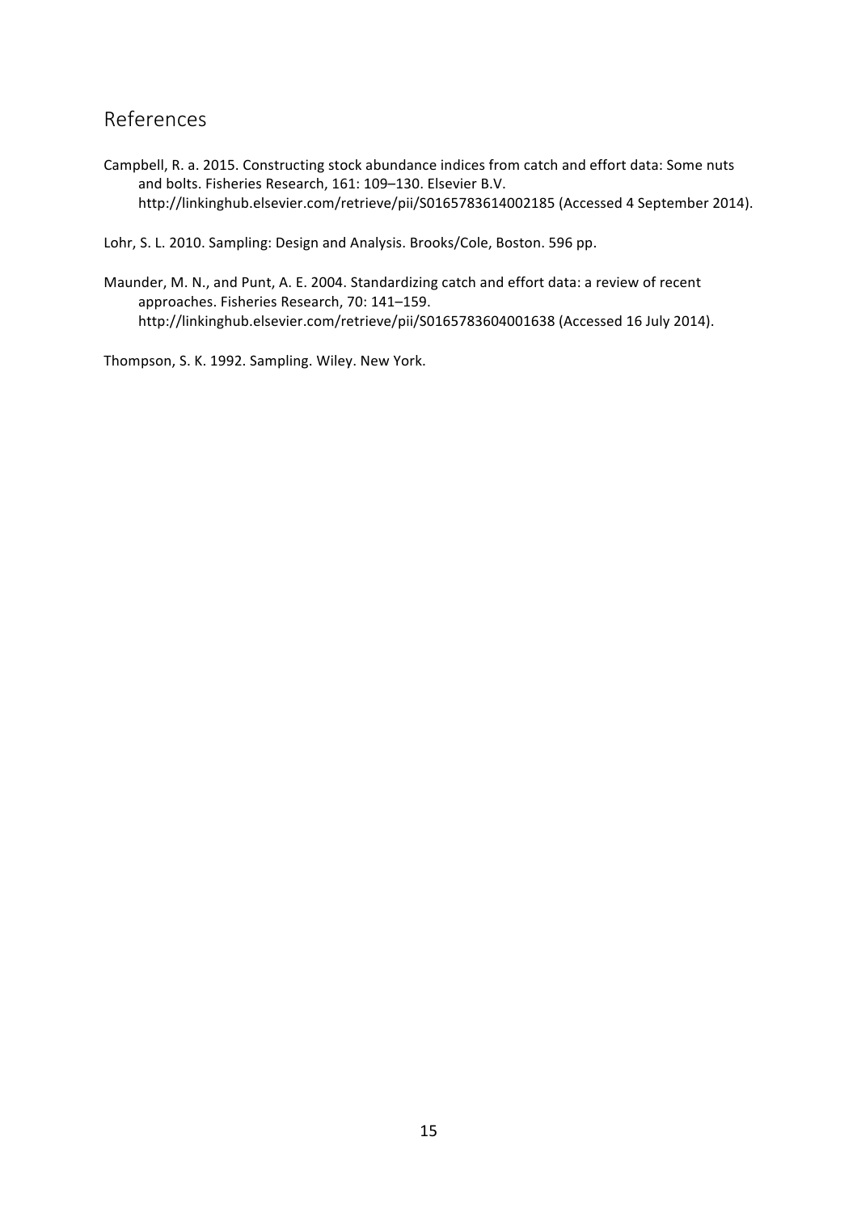## References

Campbell, R. a. 2015. Constructing stock abundance indices from catch and effort data: Some nuts and bolts. Fisheries Research, 161: 109–130. Elsevier B.V. http://linkinghub.elsevier.com/retrieve/pii/S0165783614002185 (Accessed 4 September 2014).

Lohr, S. L. 2010. Sampling: Design and Analysis. Brooks/Cole, Boston. 596 pp.

Maunder, M. N., and Punt, A. E. 2004. Standardizing catch and effort data: a review of recent approaches. Fisheries Research, 70: 141–159. http://linkinghub.elsevier.com/retrieve/pii/S0165783604001638 (Accessed 16 July 2014).

Thompson, S. K. 1992. Sampling. Wiley. New York.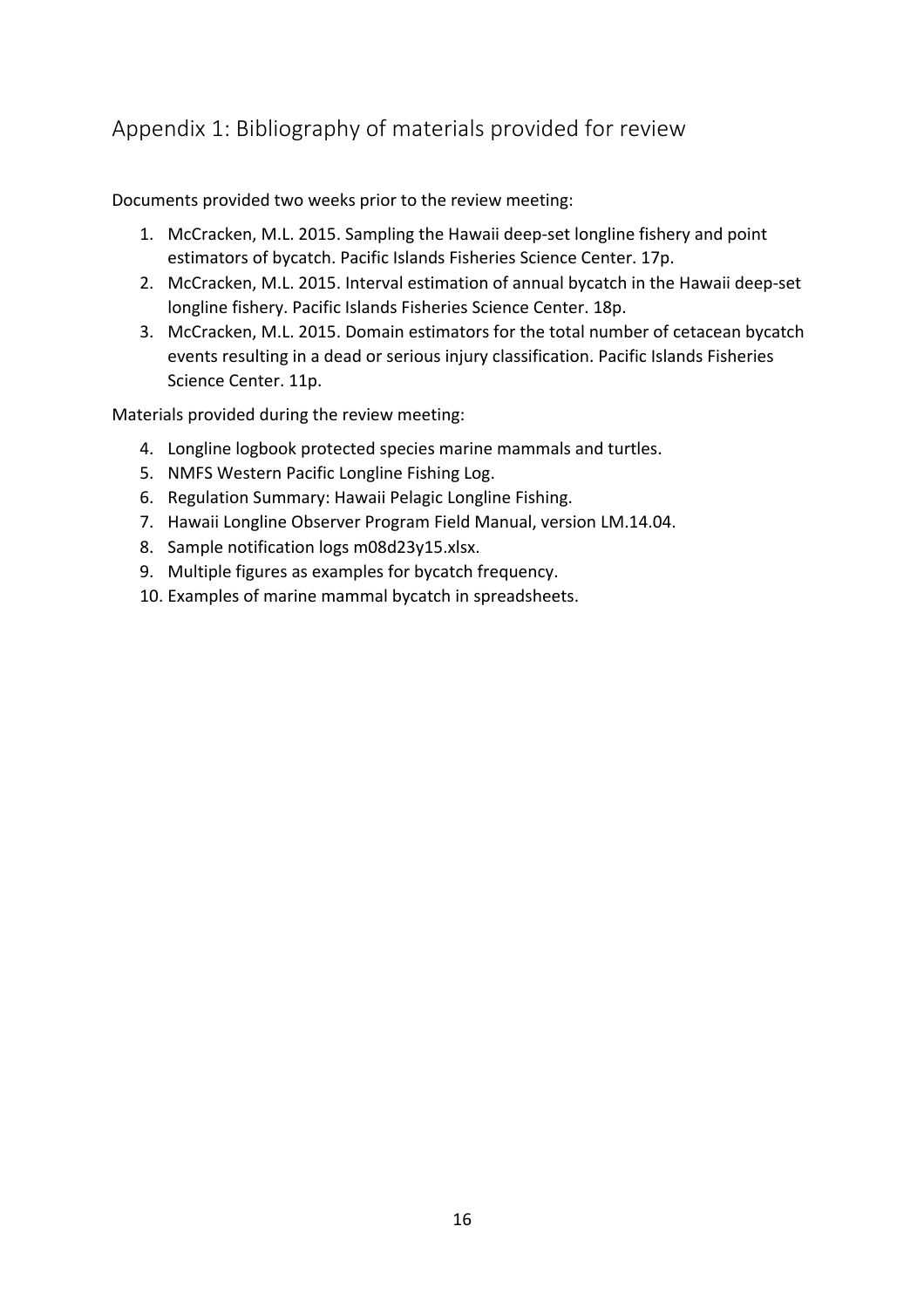## Appendix 1: Bibliography of materials provided for review

Documents provided two weeks prior to the review meeting:

1. McCracken, M.L. 2015. Sampling the Hawaii deep-set longline fishery and point estimators of bycatch. Pacific Islands Fisheries Science Center. 17p.
2. McCracken, M.L. 2015. Interval estimation of annual bycatch in the Hawaii deep-set longline fishery. Pacific Islands Fisheries Science Center. 18p.
3. McCracken, M.L. 2015. Domain estimators for the total number of cetacean bycatch events resulting in a dead or serious injury classification. Pacific Islands Fisheries Science Center. 11p.

Materials provided during the review meeting:

4. Longline logbook protected species marine mammals and turtles.
5. NMFS Western Pacific Longline Fishing Log.
6. Regulation Summary: Hawaii Pelagic Longline Fishing.
7. Hawaii Longline Observer Program Field Manual, version LM.14.04.
8. Sample notification logs m08d23y15.xlsx.
9. Multiple figures as examples for bycatch frequency.
10. Examples of marine mammal bycatch in spreadsheets.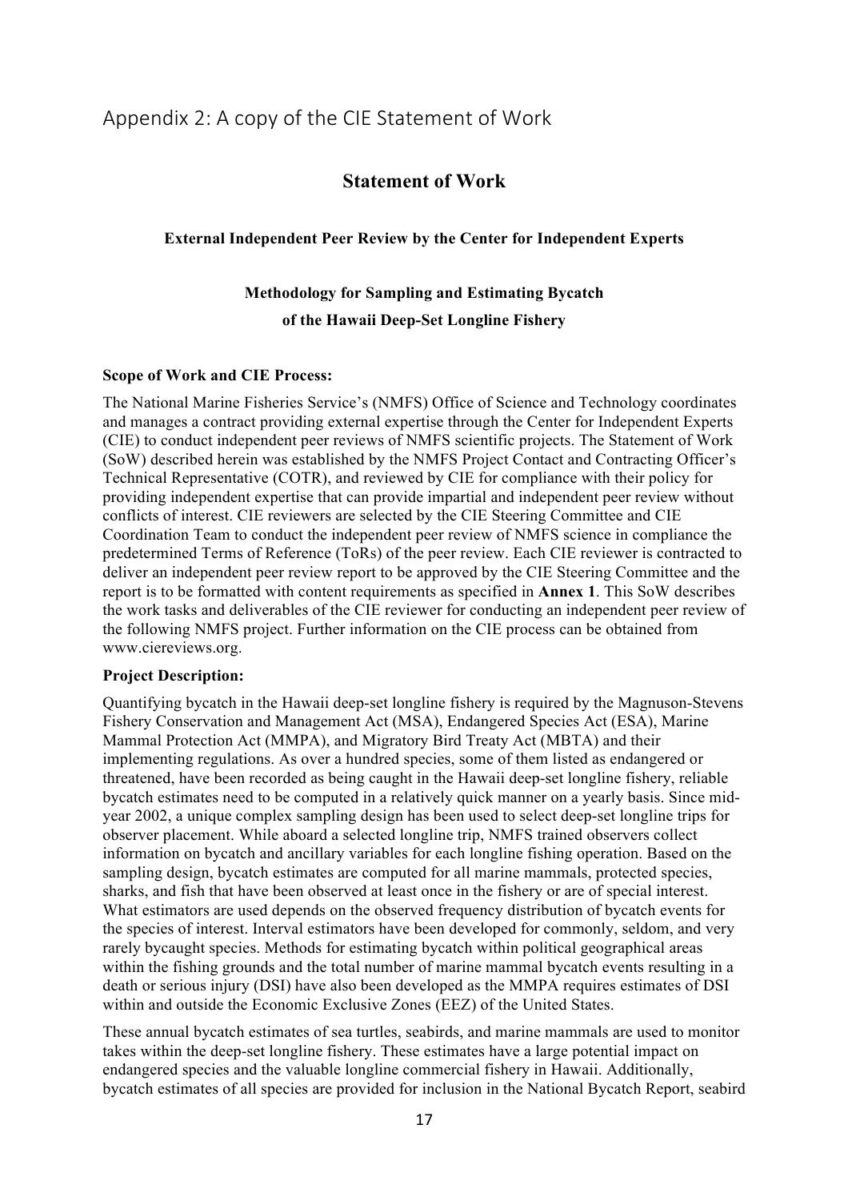## Appendix 2: A copy of the CIE Statement of Work

### Statement of Work

**External Independent Peer Review by the Center for Independent Experts**

**Methodology for Sampling and Estimating Bycatch**
**of the Hawaii Deep-Set Longline Fishery**

**Scope of Work and CIE Process:**

The National Marine Fisheries Service's (NMFS) Office of Science and Technology coordinates and manages a contract providing external expertise through the Center for Independent Experts (CIE) to conduct independent peer reviews of NMFS scientific projects. The Statement of Work (SoW) described herein was established by the NMFS Project Contact and Contracting Officer's Technical Representative (COTR), and reviewed by CIE for compliance with their policy for providing independent expertise that can provide impartial and independent peer review without conflicts of interest. CIE reviewers are selected by the CIE Steering Committee and CIE Coordination Team to conduct the independent peer review of NMFS science in compliance the predetermined Terms of Reference (ToRs) of the peer review. Each CIE reviewer is contracted to deliver an independent peer review report to be approved by the CIE Steering Committee and the report is to be formatted with content requirements as specified in **Annex 1**. This SoW describes the work tasks and deliverables of the CIE reviewer for conducting an independent peer review of the following NMFS project. Further information on the CIE process can be obtained from www.ciereviews.org.

**Project Description:**

Quantifying bycatch in the Hawaii deep-set longline fishery is required by the Magnuson-Stevens Fishery Conservation and Management Act (MSA), Endangered Species Act (ESA), Marine Mammal Protection Act (MMPA), and Migratory Bird Treaty Act (MBTA) and their implementing regulations. As over a hundred species, some of them listed as endangered or threatened, have been recorded as being caught in the Hawaii deep-set longline fishery, reliable bycatch estimates need to be computed in a relatively quick manner on a yearly basis. Since mid-year 2002, a unique complex sampling design has been used to select deep-set longline trips for observer placement. While aboard a selected longline trip, NMFS trained observers collect information on bycatch and ancillary variables for each longline fishing operation. Based on the sampling design, bycatch estimates are computed for all marine mammals, protected species, sharks, and fish that have been observed at least once in the fishery or are of special interest. What estimators are used depends on the observed frequency distribution of bycatch events for the species of interest. Interval estimators have been developed for commonly, seldom, and very rarely bycaught species. Methods for estimating bycatch within political geographical areas within the fishing grounds and the total number of marine mammal bycatch events resulting in a death or serious injury (DSI) have also been developed as the MMPA requires estimates of DSI within and outside the Economic Exclusive Zones (EEZ) of the United States.

These annual bycatch estimates of sea turtles, seabirds, and marine mammals are used to monitor takes within the deep-set longline fishery. These estimates have a large potential impact on endangered species and the valuable longline commercial fishery in Hawaii. Additionally, bycatch estimates of all species are provided for inclusion in the National Bycatch Report, seabird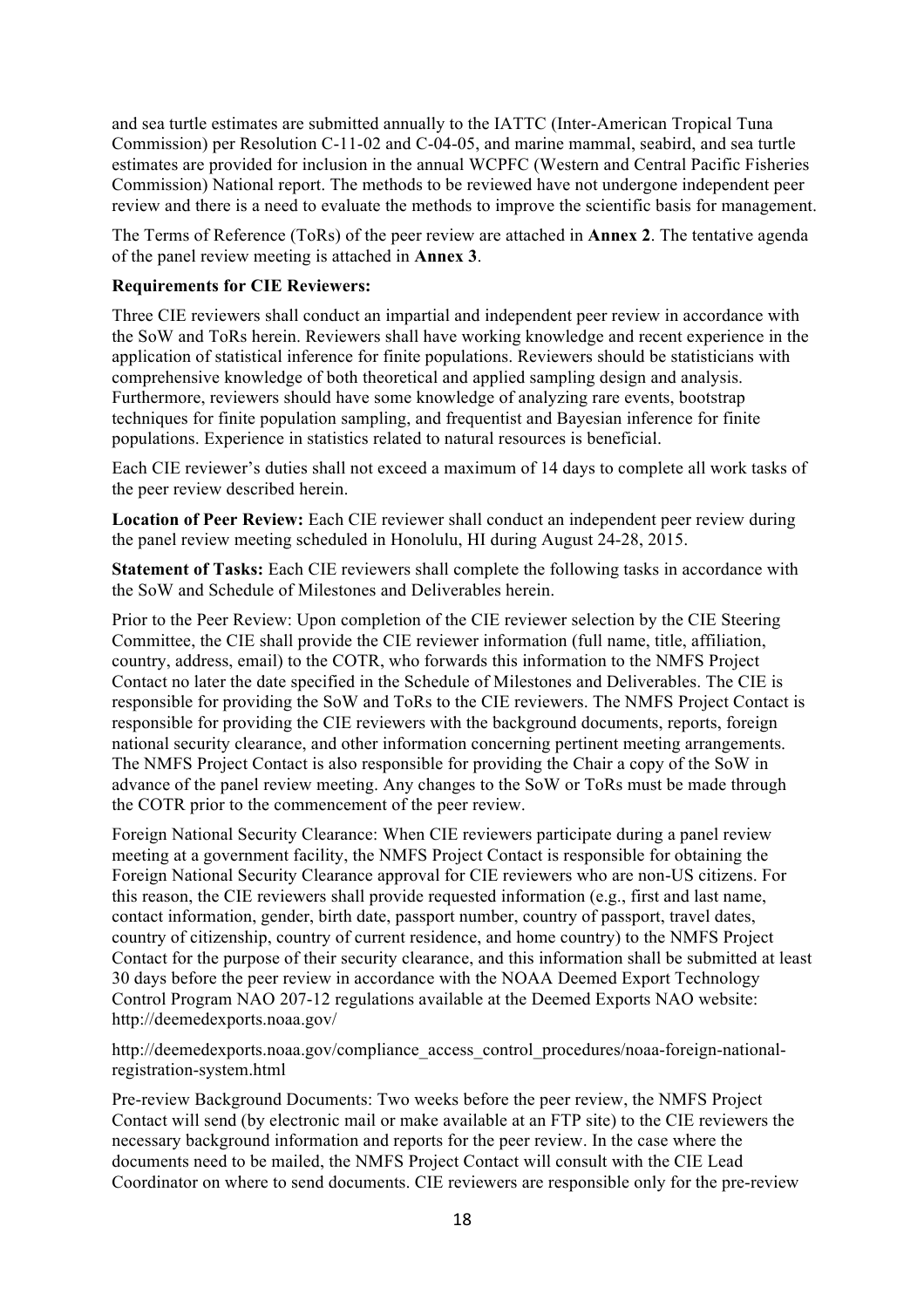and sea turtle estimates are submitted annually to the IATTC (Inter-American Tropical Tuna Commission) per Resolution C-11-02 and C-04-05, and marine mammal, seabird, and sea turtle estimates are provided for inclusion in the annual WCPFC (Western and Central Pacific Fisheries Commission) National report. The methods to be reviewed have not undergone independent peer review and there is a need to evaluate the methods to improve the scientific basis for management.

The Terms of Reference (ToRs) of the peer review are attached in **Annex 2**. The tentative agenda of the panel review meeting is attached in **Annex 3**.

**Requirements for CIE Reviewers:**

Three CIE reviewers shall conduct an impartial and independent peer review in accordance with the SoW and ToRs herein. Reviewers shall have working knowledge and recent experience in the application of statistical inference for finite populations. Reviewers should be statisticians with comprehensive knowledge of both theoretical and applied sampling design and analysis. Furthermore, reviewers should have some knowledge of analyzing rare events, bootstrap techniques for finite population sampling, and frequentist and Bayesian inference for finite populations. Experience in statistics related to natural resources is beneficial.

Each CIE reviewer's duties shall not exceed a maximum of 14 days to complete all work tasks of the peer review described herein.

**Location of Peer Review:** Each CIE reviewer shall conduct an independent peer review during the panel review meeting scheduled in Honolulu, HI during August 24-28, 2015.

**Statement of Tasks:** Each CIE reviewers shall complete the following tasks in accordance with the SoW and Schedule of Milestones and Deliverables herein.

Prior to the Peer Review: Upon completion of the CIE reviewer selection by the CIE Steering Committee, the CIE shall provide the CIE reviewer information (full name, title, affiliation, country, address, email) to the COTR, who forwards this information to the NMFS Project Contact no later the date specified in the Schedule of Milestones and Deliverables. The CIE is responsible for providing the SoW and ToRs to the CIE reviewers. The NMFS Project Contact is responsible for providing the CIE reviewers with the background documents, reports, foreign national security clearance, and other information concerning pertinent meeting arrangements. The NMFS Project Contact is also responsible for providing the Chair a copy of the SoW in advance of the panel review meeting. Any changes to the SoW or ToRs must be made through the COTR prior to the commencement of the peer review.

Foreign National Security Clearance: When CIE reviewers participate during a panel review meeting at a government facility, the NMFS Project Contact is responsible for obtaining the Foreign National Security Clearance approval for CIE reviewers who are non-US citizens. For this reason, the CIE reviewers shall provide requested information (e.g., first and last name, contact information, gender, birth date, passport number, country of passport, travel dates, country of citizenship, country of current residence, and home country) to the NMFS Project Contact for the purpose of their security clearance, and this information shall be submitted at least 30 days before the peer review in accordance with the NOAA Deemed Export Technology Control Program NAO 207-12 regulations available at the Deemed Exports NAO website: http://deemedexports.noaa.gov/

http://deemedexports.noaa.gov/compliance_access_control_procedures/noaa-foreign-national-registration-system.html

Pre-review Background Documents: Two weeks before the peer review, the NMFS Project Contact will send (by electronic mail or make available at an FTP site) to the CIE reviewers the necessary background information and reports for the peer review. In the case where the documents need to be mailed, the NMFS Project Contact will consult with the CIE Lead Coordinator on where to send documents. CIE reviewers are responsible only for the pre-review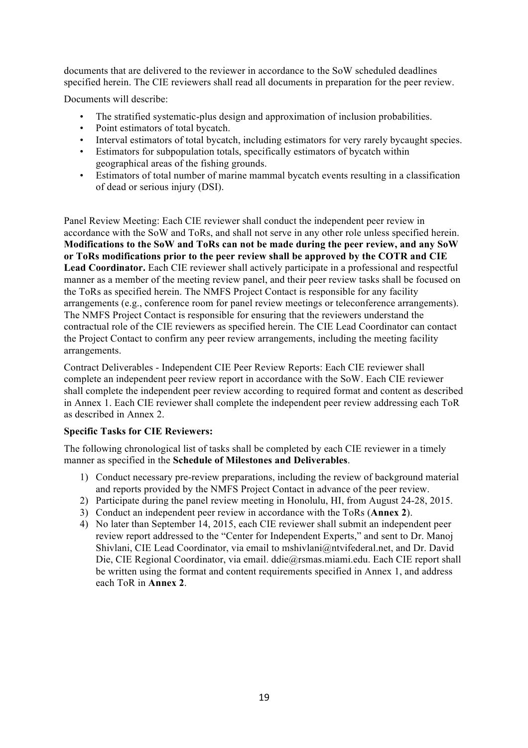documents that are delivered to the reviewer in accordance to the SoW scheduled deadlines specified herein. The CIE reviewers shall read all documents in preparation for the peer review.

Documents will describe:

- The stratified systematic-plus design and approximation of inclusion probabilities.
- Point estimators of total bycatch.
- Interval estimators of total bycatch, including estimators for very rarely bycaught species.
- Estimators for subpopulation totals, specifically estimators of bycatch within geographical areas of the fishing grounds.
- Estimators of total number of marine mammal bycatch events resulting in a classification of dead or serious injury (DSI).

Panel Review Meeting: Each CIE reviewer shall conduct the independent peer review in accordance with the SoW and ToRs, and shall not serve in any other role unless specified herein. **Modifications to the SoW and ToRs can not be made during the peer review, and any SoW or ToRs modifications prior to the peer review shall be approved by the COTR and CIE Lead Coordinator.** Each CIE reviewer shall actively participate in a professional and respectful manner as a member of the meeting review panel, and their peer review tasks shall be focused on the ToRs as specified herein. The NMFS Project Contact is responsible for any facility arrangements (e.g., conference room for panel review meetings or teleconference arrangements). The NMFS Project Contact is responsible for ensuring that the reviewers understand the contractual role of the CIE reviewers as specified herein. The CIE Lead Coordinator can contact the Project Contact to confirm any peer review arrangements, including the meeting facility arrangements.

Contract Deliverables - Independent CIE Peer Review Reports: Each CIE reviewer shall complete an independent peer review report in accordance with the SoW. Each CIE reviewer shall complete the independent peer review according to required format and content as described in Annex 1. Each CIE reviewer shall complete the independent peer review addressing each ToR as described in Annex 2.

**Specific Tasks for CIE Reviewers:**

The following chronological list of tasks shall be completed by each CIE reviewer in a timely manner as specified in the **Schedule of Milestones and Deliverables**.

1) Conduct necessary pre-review preparations, including the review of background material and reports provided by the NMFS Project Contact in advance of the peer review.
2) Participate during the panel review meeting in Honolulu, HI, from August 24-28, 2015.
3) Conduct an independent peer review in accordance with the ToRs (**Annex 2**).
4) No later than September 14, 2015, each CIE reviewer shall submit an independent peer review report addressed to the "Center for Independent Experts," and sent to Dr. Manoj Shivlani, CIE Lead Coordinator, via email to mshivlani@ntvifederal.net, and Dr. David Die, CIE Regional Coordinator, via email. ddie@rsmas.miami.edu. Each CIE report shall be written using the format and content requirements specified in Annex 1, and address each ToR in **Annex 2**.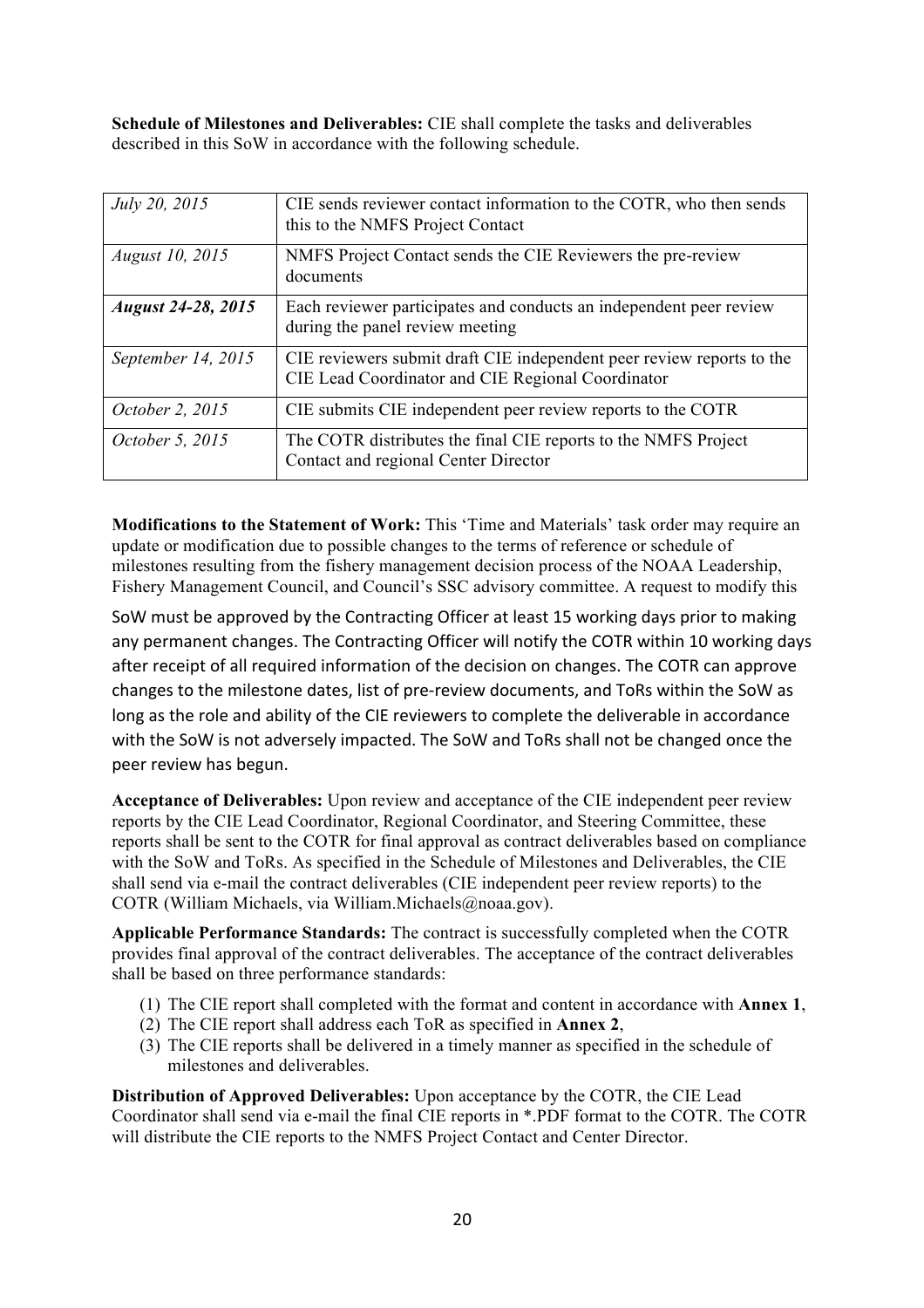**Schedule of Milestones and Deliverables:** CIE shall complete the tasks and deliverables described in this SoW in accordance with the following schedule.

| | |
|---|---|
| *July 20, 2015* | CIE sends reviewer contact information to the COTR, who then sends this to the NMFS Project Contact |
| *August 10, 2015* | NMFS Project Contact sends the CIE Reviewers the pre-review documents |
| ***August 24-28, 2015*** | Each reviewer participates and conducts an independent peer review during the panel review meeting |
| *September 14, 2015* | CIE reviewers submit draft CIE independent peer review reports to the CIE Lead Coordinator and CIE Regional Coordinator |
| *October 2, 2015* | CIE submits CIE independent peer review reports to the COTR |
| *October 5, 2015* | The COTR distributes the final CIE reports to the NMFS Project Contact and regional Center Director |

**Modifications to the Statement of Work:** This 'Time and Materials' task order may require an update or modification due to possible changes to the terms of reference or schedule of milestones resulting from the fishery management decision process of the NOAA Leadership, Fishery Management Council, and Council's SSC advisory committee. A request to modify this SoW must be approved by the Contracting Officer at least 15 working days prior to making any permanent changes. The Contracting Officer will notify the COTR within 10 working days after receipt of all required information of the decision on changes. The COTR can approve changes to the milestone dates, list of pre-review documents, and ToRs within the SoW as long as the role and ability of the CIE reviewers to complete the deliverable in accordance with the SoW is not adversely impacted. The SoW and ToRs shall not be changed once the peer review has begun.

**Acceptance of Deliverables:** Upon review and acceptance of the CIE independent peer review reports by the CIE Lead Coordinator, Regional Coordinator, and Steering Committee, these reports shall be sent to the COTR for final approval as contract deliverables based on compliance with the SoW and ToRs. As specified in the Schedule of Milestones and Deliverables, the CIE shall send via e-mail the contract deliverables (CIE independent peer review reports) to the COTR (William Michaels, via William.Michaels@noaa.gov).

**Applicable Performance Standards:** The contract is successfully completed when the COTR provides final approval of the contract deliverables. The acceptance of the contract deliverables shall be based on three performance standards:

(1) The CIE report shall completed with the format and content in accordance with **Annex 1**,
(2) The CIE report shall address each ToR as specified in **Annex 2**,
(3) The CIE reports shall be delivered in a timely manner as specified in the schedule of milestones and deliverables.

**Distribution of Approved Deliverables:** Upon acceptance by the COTR, the CIE Lead Coordinator shall send via e-mail the final CIE reports in *.PDF format to the COTR. The COTR will distribute the CIE reports to the NMFS Project Contact and Center Director.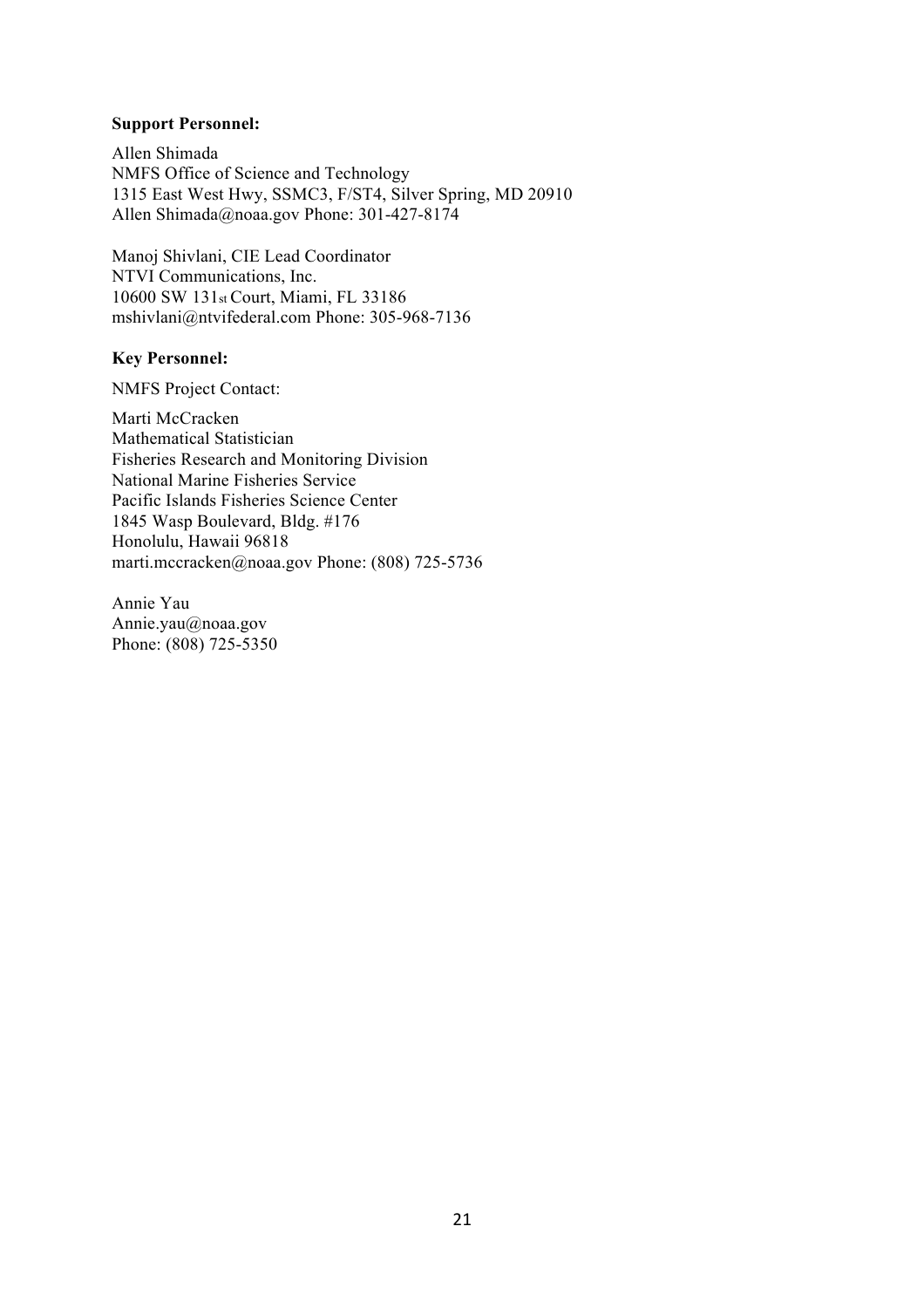**Support Personnel:**

Allen Shimada
NMFS Office of Science and Technology
1315 East West Hwy, SSMC3, F/ST4, Silver Spring, MD 20910
Allen Shimada@noaa.gov Phone: 301-427-8174

Manoj Shivlani, CIE Lead Coordinator
NTVI Communications, Inc.
10600 SW 131st Court, Miami, FL 33186
mshivlani@ntvifederal.com Phone: 305-968-7136

**Key Personnel:**

NMFS Project Contact:

Marti McCracken
Mathematical Statistician
Fisheries Research and Monitoring Division
National Marine Fisheries Service
Pacific Islands Fisheries Science Center
1845 Wasp Boulevard, Bldg. #176
Honolulu, Hawaii 96818
marti.mccracken@noaa.gov Phone: (808) 725-5736

Annie Yau
Annie.yau@noaa.gov
Phone: (808) 725-5350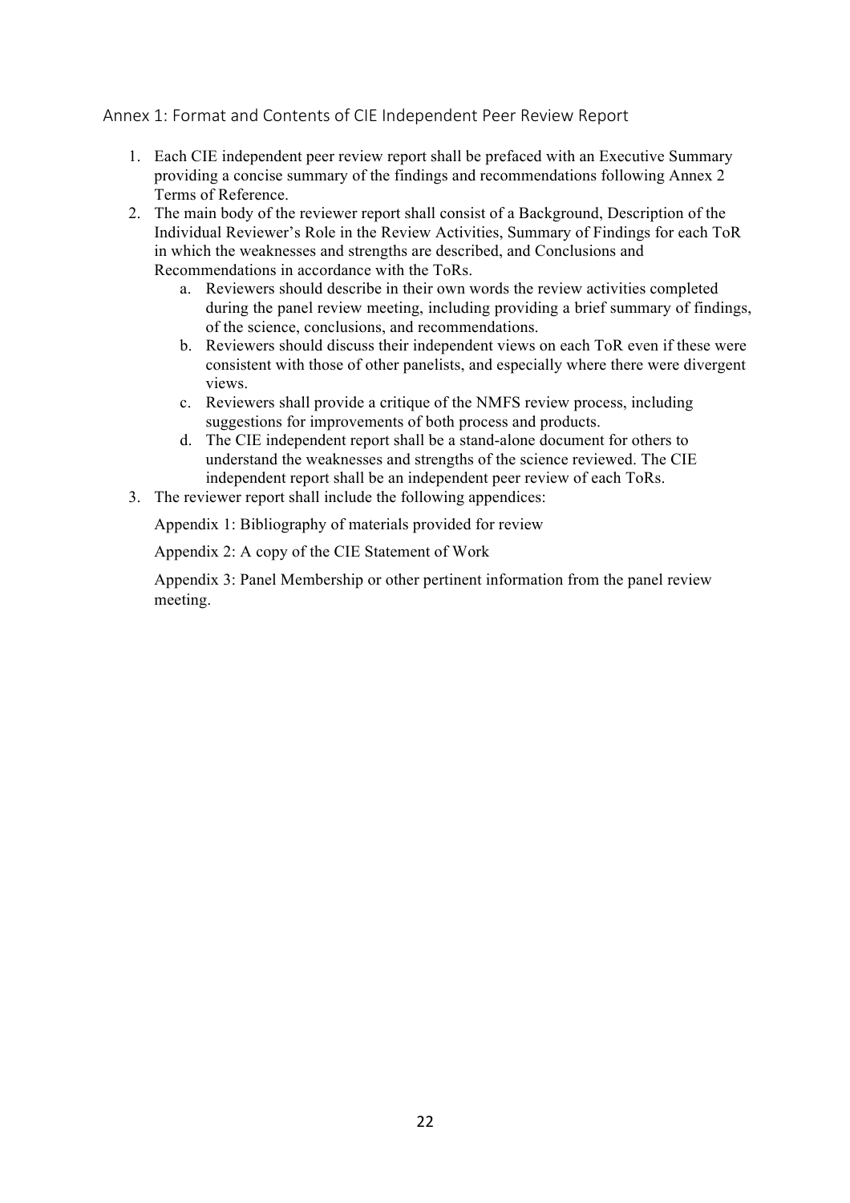## Annex 1: Format and Contents of CIE Independent Peer Review Report

1. Each CIE independent peer review report shall be prefaced with an Executive Summary providing a concise summary of the findings and recommendations following Annex 2 Terms of Reference.
2. The main body of the reviewer report shall consist of a Background, Description of the Individual Reviewer's Role in the Review Activities, Summary of Findings for each ToR in which the weaknesses and strengths are described, and Conclusions and Recommendations in accordance with the ToRs.
    a. Reviewers should describe in their own words the review activities completed during the panel review meeting, including providing a brief summary of findings, of the science, conclusions, and recommendations.
    b. Reviewers should discuss their independent views on each ToR even if these were consistent with those of other panelists, and especially where there were divergent views.
    c. Reviewers shall provide a critique of the NMFS review process, including suggestions for improvements of both process and products.
    d. The CIE independent report shall be a stand-alone document for others to understand the weaknesses and strengths of the science reviewed. The CIE independent report shall be an independent peer review of each ToRs.
3. The reviewer report shall include the following appendices:

    Appendix 1: Bibliography of materials provided for review

    Appendix 2: A copy of the CIE Statement of Work

    Appendix 3: Panel Membership or other pertinent information from the panel review meeting.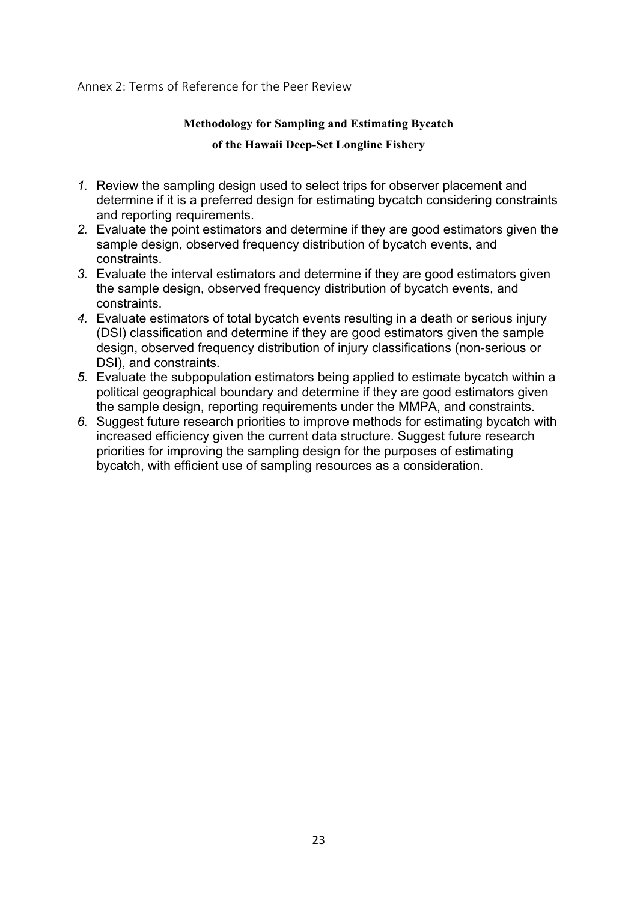## Annex 2: Terms of Reference for the Peer Review

**Methodology for Sampling and Estimating Bycatch**

**of the Hawaii Deep-Set Longline Fishery**

1. Review the sampling design used to select trips for observer placement and determine if it is a preferred design for estimating bycatch considering constraints and reporting requirements.
2. Evaluate the point estimators and determine if they are good estimators given the sample design, observed frequency distribution of bycatch events, and constraints.
3. Evaluate the interval estimators and determine if they are good estimators given the sample design, observed frequency distribution of bycatch events, and constraints.
4. Evaluate estimators of total bycatch events resulting in a death or serious injury (DSI) classification and determine if they are good estimators given the sample design, observed frequency distribution of injury classifications (non-serious or DSI), and constraints.
5. Evaluate the subpopulation estimators being applied to estimate bycatch within a political geographical boundary and determine if they are good estimators given the sample design, reporting requirements under the MMPA, and constraints.
6. Suggest future research priorities to improve methods for estimating bycatch with increased efficiency given the current data structure. Suggest future research priorities for improving the sampling design for the purposes of estimating bycatch, with efficient use of sampling resources as a consideration.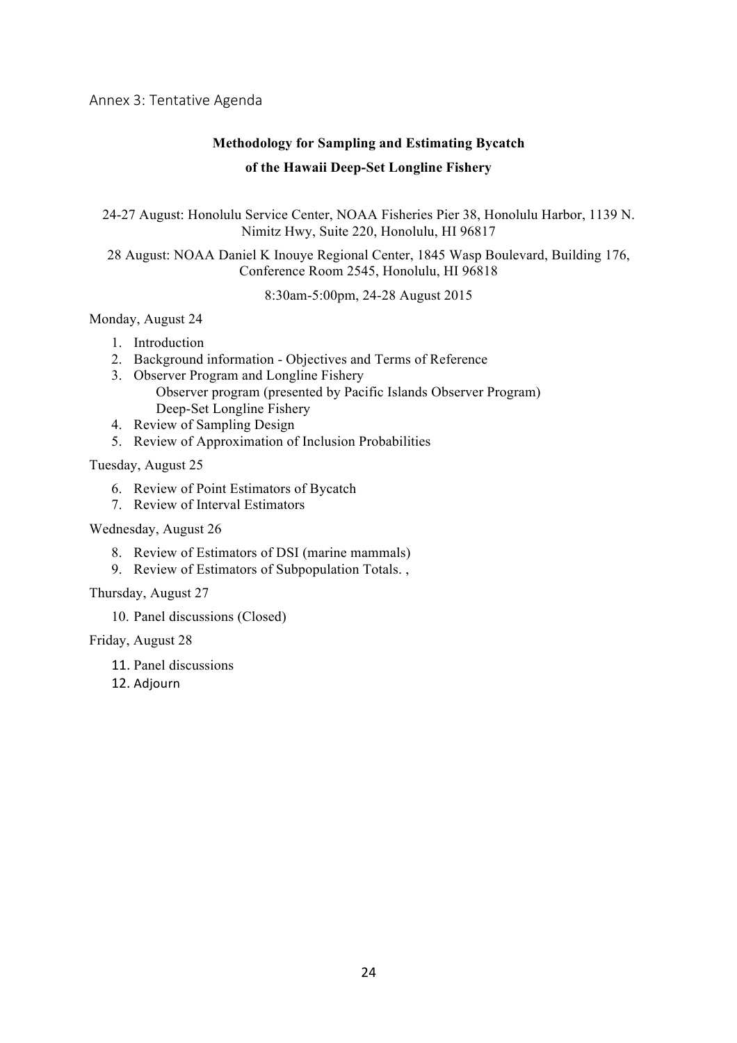## Annex 3: Tentative Agenda

**Methodology for Sampling and Estimating Bycatch**

**of the Hawaii Deep-Set Longline Fishery**

24-27 August: Honolulu Service Center, NOAA Fisheries Pier 38, Honolulu Harbor, 1139 N. Nimitz Hwy, Suite 220, Honolulu, HI 96817

28 August: NOAA Daniel K Inouye Regional Center, 1845 Wasp Boulevard, Building 176, Conference Room 2545, Honolulu, HI 96818

8:30am-5:00pm, 24-28 August 2015

Monday, August 24

1. Introduction
2. Background information - Objectives and Terms of Reference
3. Observer Program and Longline Fishery
   - Observer program (presented by Pacific Islands Observer Program)
   - Deep-Set Longline Fishery
4. Review of Sampling Design
5. Review of Approximation of Inclusion Probabilities

Tuesday, August 25

6. Review of Point Estimators of Bycatch
7. Review of Interval Estimators

Wednesday, August 26

8. Review of Estimators of DSI (marine mammals)
9. Review of Estimators of Subpopulation Totals. ,

Thursday, August 27

10. Panel discussions (Closed)

Friday, August 28

11. Panel discussions
12. Adjourn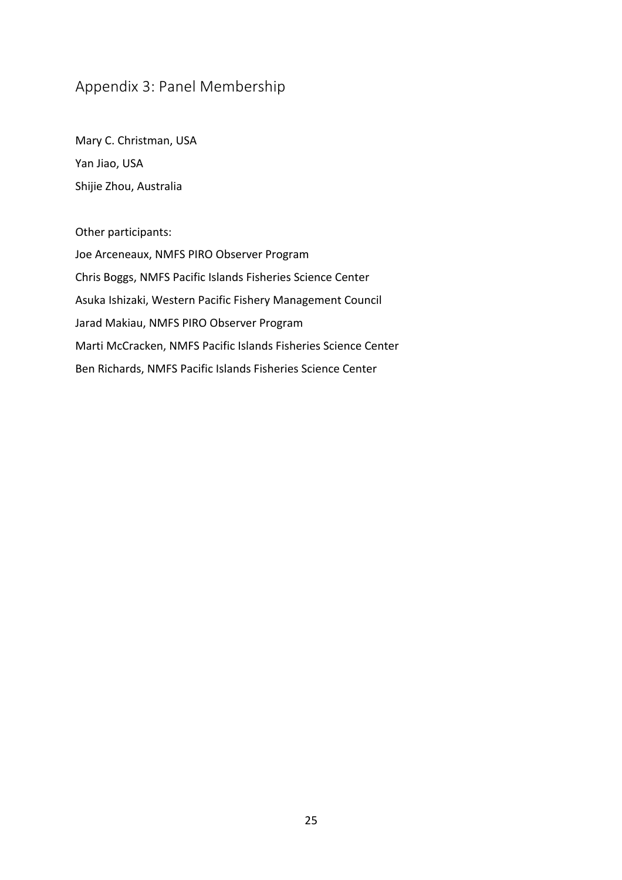## Appendix 3: Panel Membership

Mary C. Christman, USA

Yan Jiao, USA

Shijie Zhou, Australia

Other participants:

Joe Arceneaux, NMFS PIRO Observer Program

Chris Boggs, NMFS Pacific Islands Fisheries Science Center

Asuka Ishizaki, Western Pacific Fishery Management Council

Jarad Makiau, NMFS PIRO Observer Program

Marti McCracken, NMFS Pacific Islands Fisheries Science Center

Ben Richards, NMFS Pacific Islands Fisheries Science Center